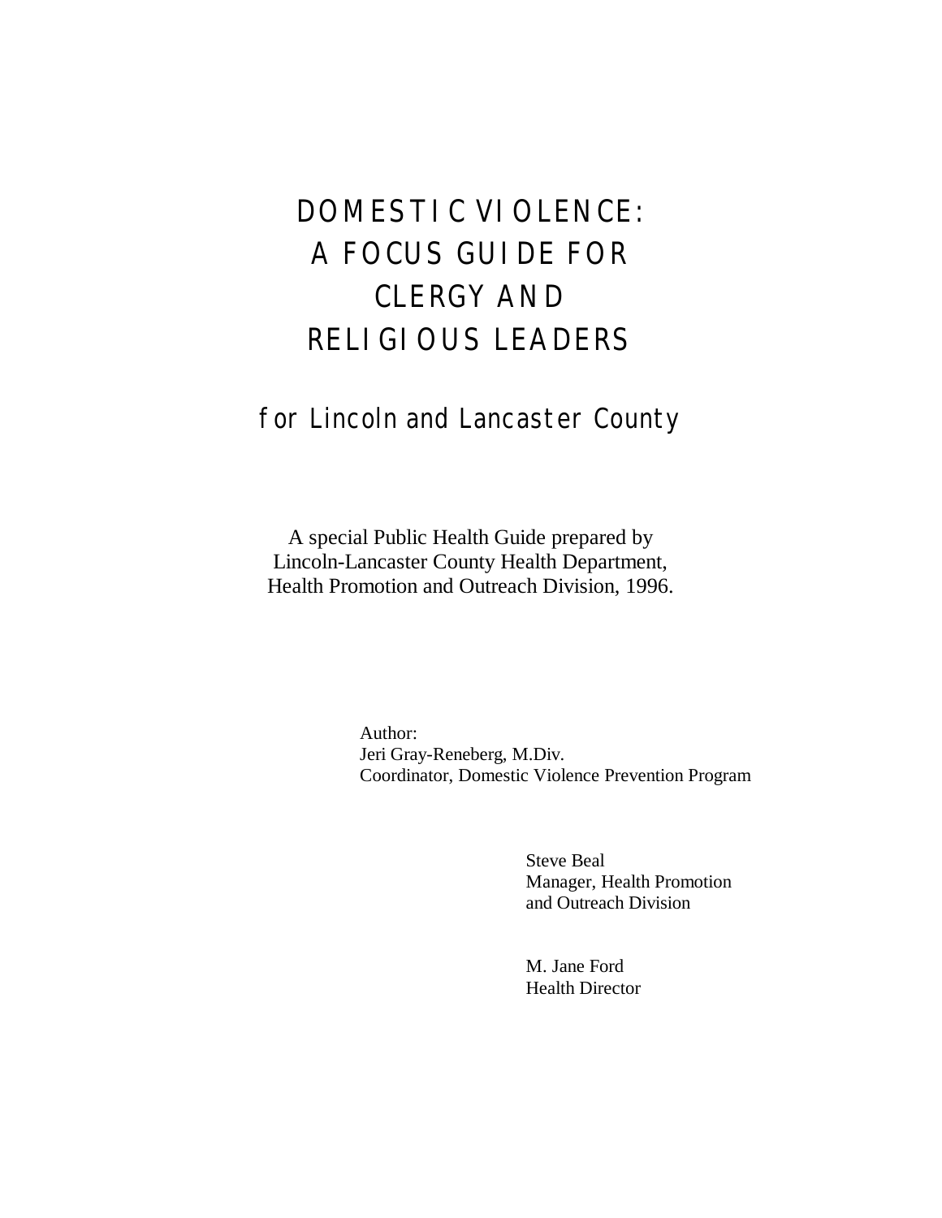# DOMESTIC VIOLENCE: A FOCUS GUIDE FOR CLERGY AND RELIGIOUS LEADERS

## for Lincoln and Lancaster County

A special Public Health Guide prepared by
Lincoln-Lancaster County Health Department,
Health Promotion and Outreach Division, 1996.

Author:
Jeri Gray-Reneberg, M.Div.
Coordinator, Domestic Violence Prevention Program

Steve Beal
Manager, Health Promotion
and Outreach Division

M. Jane Ford
Health Director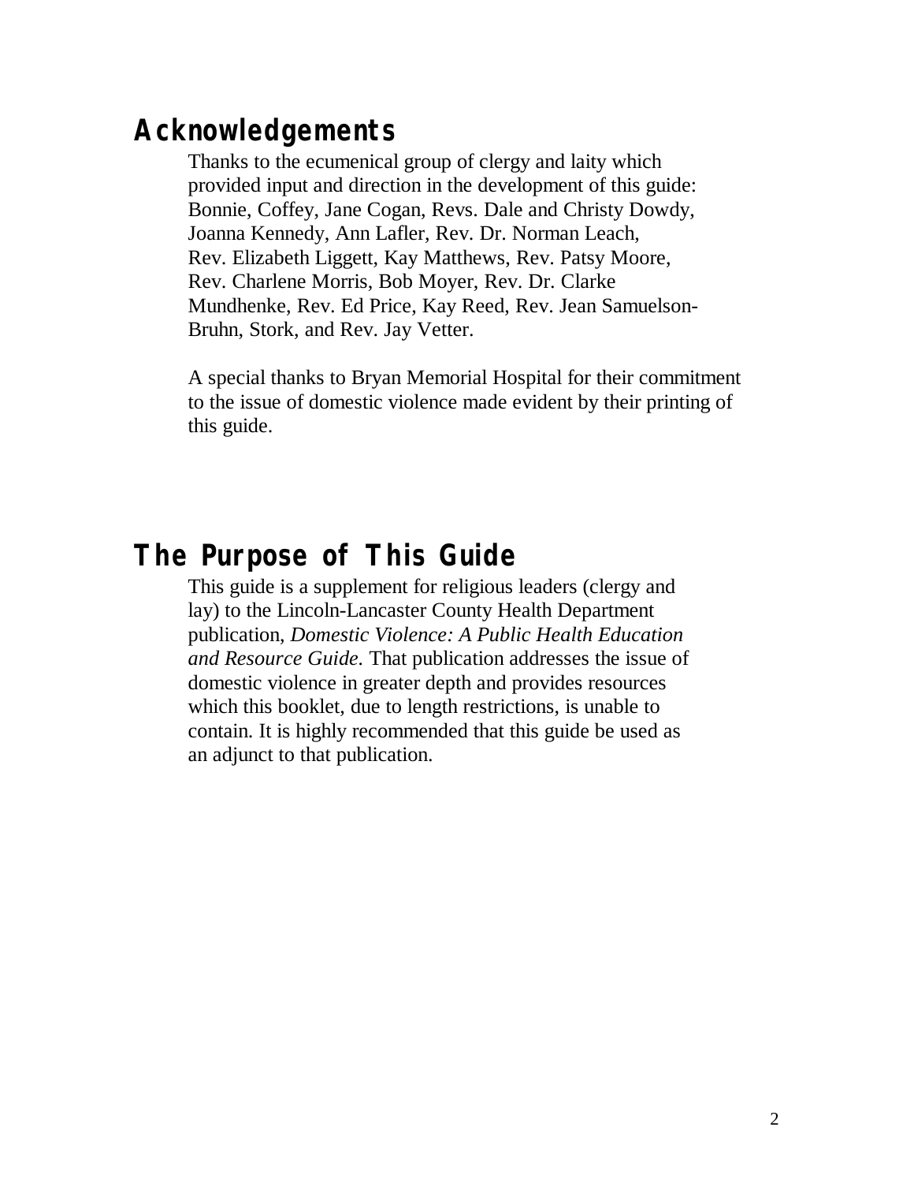## Acknowledgements

Thanks to the ecumenical group of clergy and laity which provided input and direction in the development of this guide: Bonnie, Coffey, Jane Cogan, Revs. Dale and Christy Dowdy, Joanna Kennedy, Ann Lafler, Rev. Dr. Norman Leach, Rev. Elizabeth Liggett, Kay Matthews, Rev. Patsy Moore, Rev. Charlene Morris, Bob Moyer, Rev. Dr. Clarke Mundhenke, Rev. Ed Price, Kay Reed, Rev. Jean Samuelson-Bruhn, Stork, and Rev. Jay Vetter.

A special thanks to Bryan Memorial Hospital for their commitment to the issue of domestic violence made evident by their printing of this guide.

## The Purpose of This Guide

This guide is a supplement for religious leaders (clergy and lay) to the Lincoln-Lancaster County Health Department publication, *Domestic Violence: A Public Health Education and Resource Guide.* That publication addresses the issue of domestic violence in greater depth and provides resources which this booklet, due to length restrictions, is unable to contain. It is highly recommended that this guide be used as an adjunct to that publication.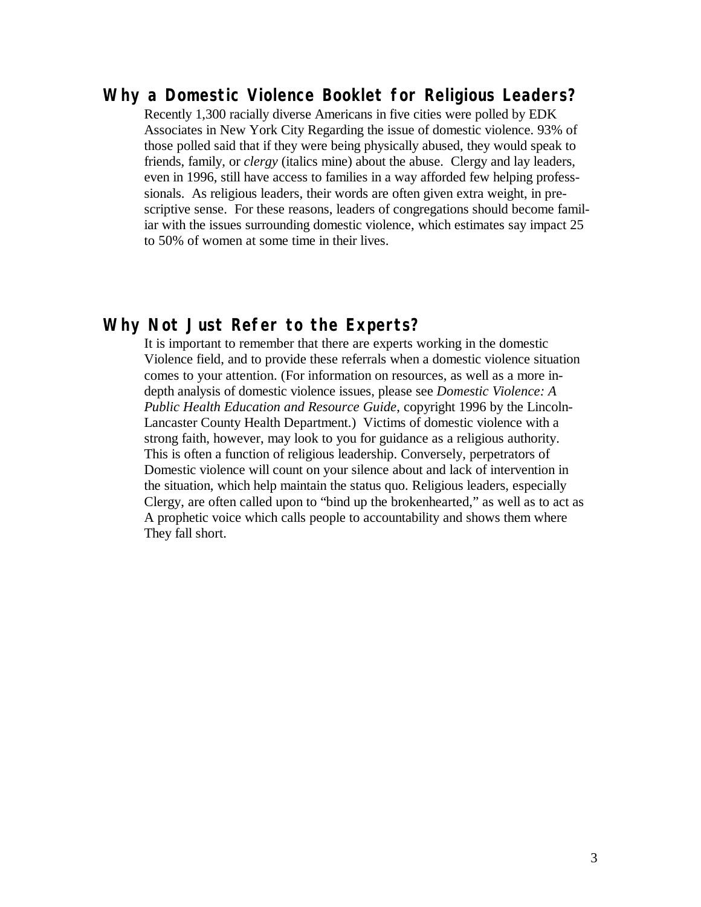## Why a Domestic Violence Booklet for Religious Leaders?

Recently 1,300 racially diverse Americans in five cities were polled by EDK Associates in New York City Regarding the issue of domestic violence. 93% of those polled said that if they were being physically abused, they would speak to friends, family, or *clergy* (italics mine) about the abuse. Clergy and lay leaders, even in 1996, still have access to families in a way afforded few helping professionals. As religious leaders, their words are often given extra weight, in prescriptive sense. For these reasons, leaders of congregations should become familiar with the issues surrounding domestic violence, which estimates say impact 25 to 50% of women at some time in their lives.

## Why Not Just Refer to the Experts?

It is important to remember that there are experts working in the domestic Violence field, and to provide these referrals when a domestic violence situation comes to your attention. (For information on resources, as well as a more in-depth analysis of domestic violence issues, please see *Domestic Violence: A Public Health Education and Resource Guide*, copyright 1996 by the Lincoln-Lancaster County Health Department.) Victims of domestic violence with a strong faith, however, may look to you for guidance as a religious authority. This is often a function of religious leadership. Conversely, perpetrators of Domestic violence will count on your silence about and lack of intervention in the situation, which help maintain the status quo. Religious leaders, especially Clergy, are often called upon to "bind up the brokenhearted," as well as to act as A prophetic voice which calls people to accountability and shows them where They fall short.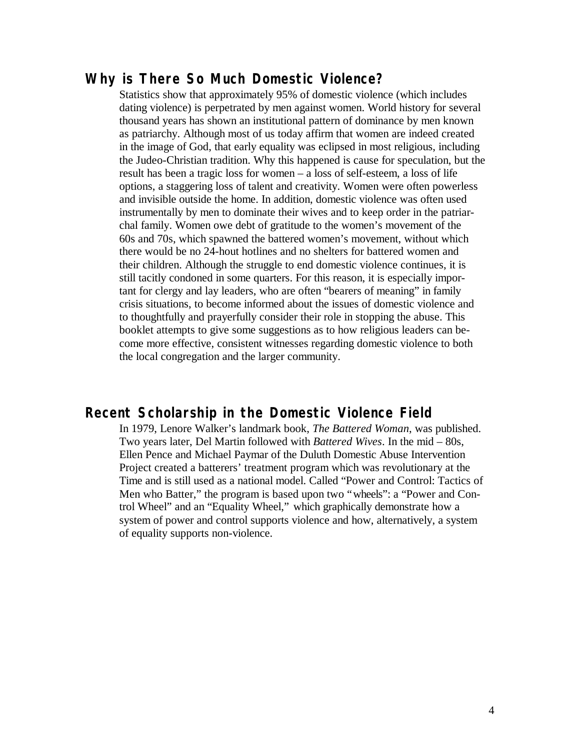## Why is There So Much Domestic Violence?

Statistics show that approximately 95% of domestic violence (which includes dating violence) is perpetrated by men against women. World history for several thousand years has shown an institutional pattern of dominance by men known as patriarchy. Although most of us today affirm that women are indeed created in the image of God, that early equality was eclipsed in most religious, including the Judeo-Christian tradition. Why this happened is cause for speculation, but the result has been a tragic loss for women – a loss of self-esteem, a loss of life options, a staggering loss of talent and creativity. Women were often powerless and invisible outside the home. In addition, domestic violence was often used instrumentally by men to dominate their wives and to keep order in the patriarchal family. Women owe debt of gratitude to the women's movement of the 60s and 70s, which spawned the battered women's movement, without which there would be no 24-hout hotlines and no shelters for battered women and their children. Although the struggle to end domestic violence continues, it is still tacitly condoned in some quarters. For this reason, it is especially important for clergy and lay leaders, who are often "bearers of meaning" in family crisis situations, to become informed about the issues of domestic violence and to thoughtfully and prayerfully consider their role in stopping the abuse. This booklet attempts to give some suggestions as to how religious leaders can become more effective, consistent witnesses regarding domestic violence to both the local congregation and the larger community.

## Recent Scholarship in the Domestic Violence Field

In 1979, Lenore Walker's landmark book, *The Battered Woman*, was published. Two years later, Del Martin followed with *Battered Wives*. In the mid – 80s, Ellen Pence and Michael Paymar of the Duluth Domestic Abuse Intervention Project created a batterers' treatment program which was revolutionary at the Time and is still used as a national model. Called "Power and Control: Tactics of Men who Batter," the program is based upon two "wheels": a "Power and Control Wheel" and an "Equality Wheel," which graphically demonstrate how a system of power and control supports violence and how, alternatively, a system of equality supports non-violence.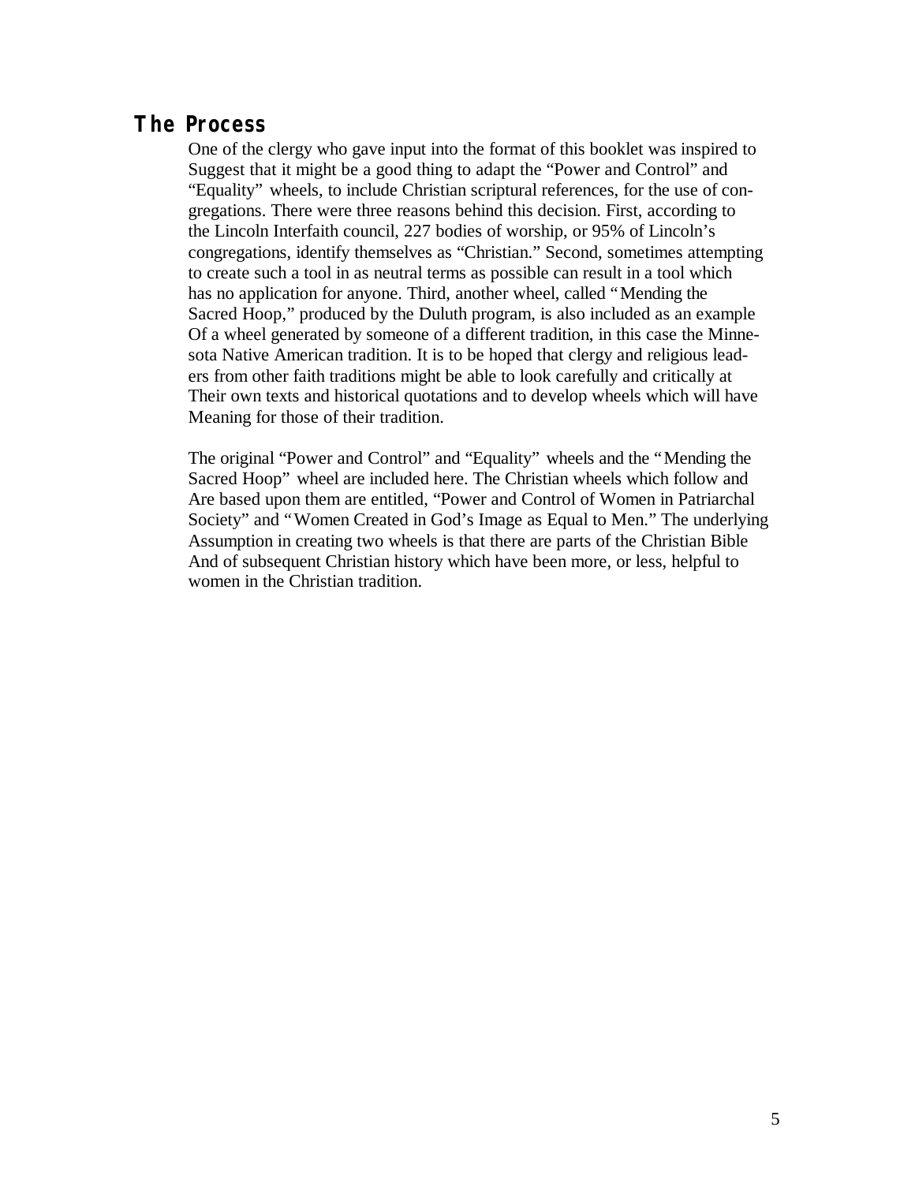## The Process

One of the clergy who gave input into the format of this booklet was inspired to Suggest that it might be a good thing to adapt the "Power and Control" and "Equality" wheels, to include Christian scriptural references, for the use of congregations. There were three reasons behind this decision. First, according to the Lincoln Interfaith council, 227 bodies of worship, or 95% of Lincoln's congregations, identify themselves as "Christian." Second, sometimes attempting to create such a tool in as neutral terms as possible can result in a tool which has no application for anyone. Third, another wheel, called "Mending the Sacred Hoop," produced by the Duluth program, is also included as an example Of a wheel generated by someone of a different tradition, in this case the Minnesota Native American tradition. It is to be hoped that clergy and religious leaders from other faith traditions might be able to look carefully and critically at Their own texts and historical quotations and to develop wheels which will have Meaning for those of their tradition.

The original "Power and Control" and "Equality" wheels and the "Mending the Sacred Hoop" wheel are included here. The Christian wheels which follow and Are based upon them are entitled, "Power and Control of Women in Patriarchal Society" and "Women Created in God's Image as Equal to Men." The underlying Assumption in creating two wheels is that there are parts of the Christian Bible And of subsequent Christian history which have been more, or less, helpful to women in the Christian tradition.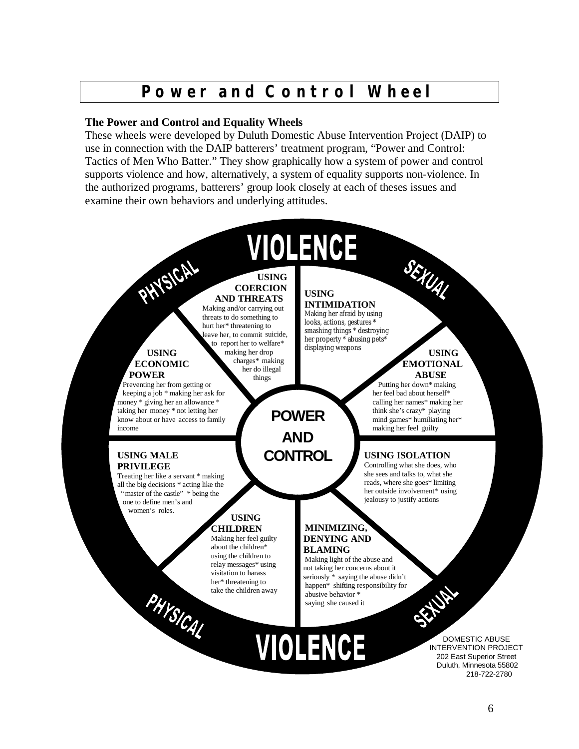# Power and Control Wheel

**The Power and Control and Equality Wheels**

These wheels were developed by Duluth Domestic Abuse Intervention Project (DAIP) to use in connection with the DAIP batterers' treatment program, "Power and Control: Tactics of Men Who Batter." They show graphically how a system of power and control supports violence and how, alternatively, a system of equality supports non-violence. In the authorized programs, batterers' group look closely at each of theses issues and examine their own behaviors and underlying attitudes.

VIOLENCE

PHYSICAL

SEXUAL

**USING COERCION AND THREATS**
Making and/or carrying out threats to do something to hurt her* threatening to leave her, to commit suicide, to report her to welfare* making her drop charges* making her do illegal things

**USING INTIMIDATION**
Making her afraid by using looks, actions, gestures * smashing things * destroying her property * abusing pets* displaying weapons

**USING ECONOMIC POWER**
Preventing her from getting or keeping a job * making her ask for money * giving her an allowance * taking her money * not letting her know about or have access to family income

**USING EMOTIONAL ABUSE**
Putting her down* making her feel bad about herself* calling her names* making her think she's crazy* playing mind games* humiliating her* making her feel guilty

POWER AND CONTROL

**USING MALE PRIVILEGE**
Treating her like a servant * making all the big decisions * acting like the "master of the castle" * being the one to define men's and women's roles.

**USING ISOLATION**
Controlling what she does, who she sees and talks to, what she reads, where she goes* limiting her outside involvement* using jealousy to justify actions

**USING CHILDREN**
Making her feel guilty about the children* using the children to relay messages* using visitation to harass her* threatening to take the children away

**MINIMIZING, DENYING AND BLAMING**
Making light of the abuse and not taking her concerns about it seriously * saying the abuse didn't happen* shifting responsibility for abusive behavior * saying she caused it

PHYSICAL

SEXUAL

VIOLENCE

DOMESTIC ABUSE INTERVENTION PROJECT
202 East Superior Street
Duluth, Minnesota 55802
218-722-2780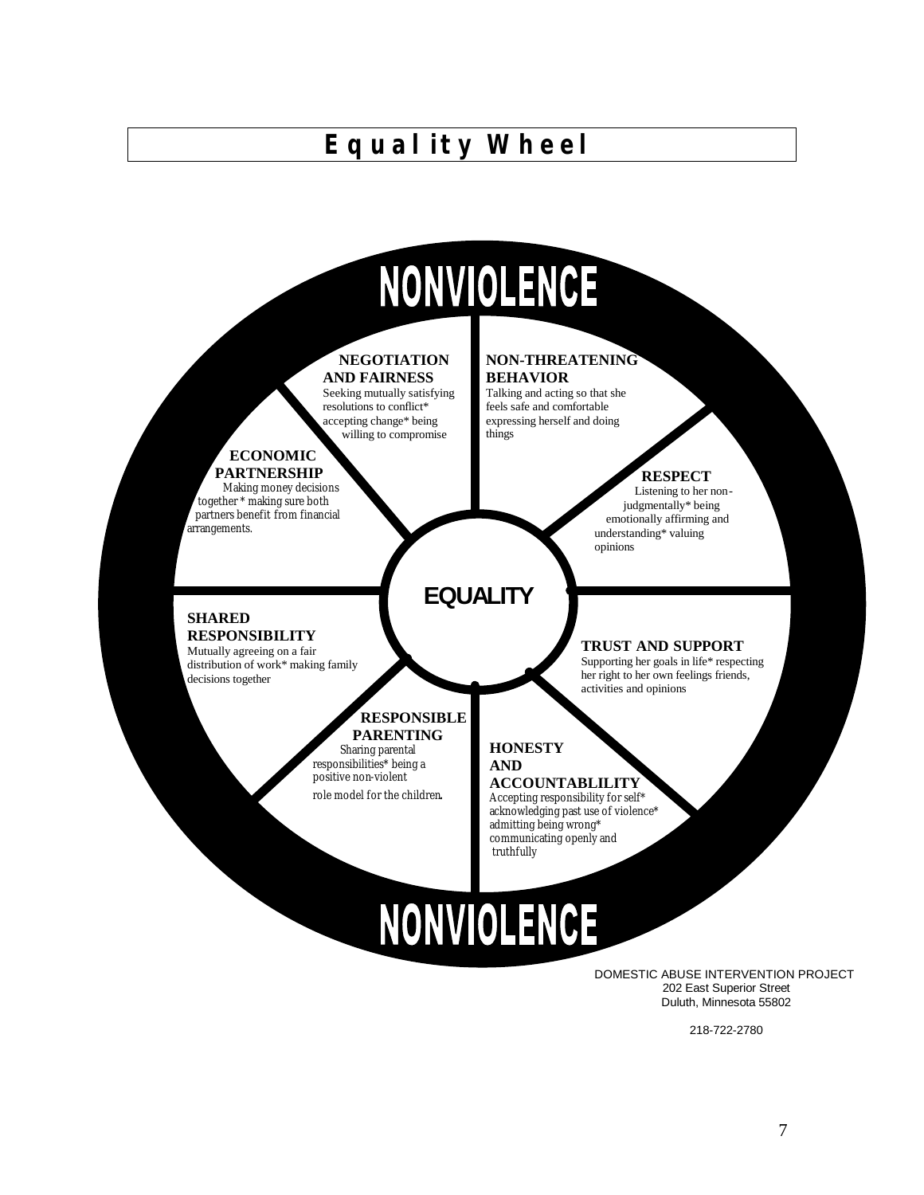# Equality Wheel

NONVIOLENCE

**NEGOTIATION AND FAIRNESS**
Seeking mutually satisfying resolutions to conflict* accepting change* being willing to compromise

**NON-THREATENING BEHAVIOR**
Talking and acting so that she feels safe and comfortable expressing herself and doing things

**RESPECT**
Listening to her non-judgmentally* being emotionally affirming and understanding* valuing opinions

**TRUST AND SUPPORT**
Supporting her goals in life* respecting her right to her own feelings friends, activities and opinions

**HONESTY AND ACCOUNTABLILITY**
Accepting responsibility for self* acknowledging past use of violence* admitting being wrong* communicating openly and truthfully

**RESPONSIBLE PARENTING**
Sharing parental responsibilities* being a positive non-violent role model for the children.

**SHARED RESPONSIBILITY**
Mutually agreeing on a fair distribution of work* making family decisions together

**ECONOMIC PARTNERSHIP**
Making money decisions together * making sure both partners benefit from financial arrangements.

EQUALITY

NONVIOLENCE

DOMESTIC ABUSE INTERVENTION PROJECT
202 East Superior Street
Duluth, Minnesota 55802

218-722-2780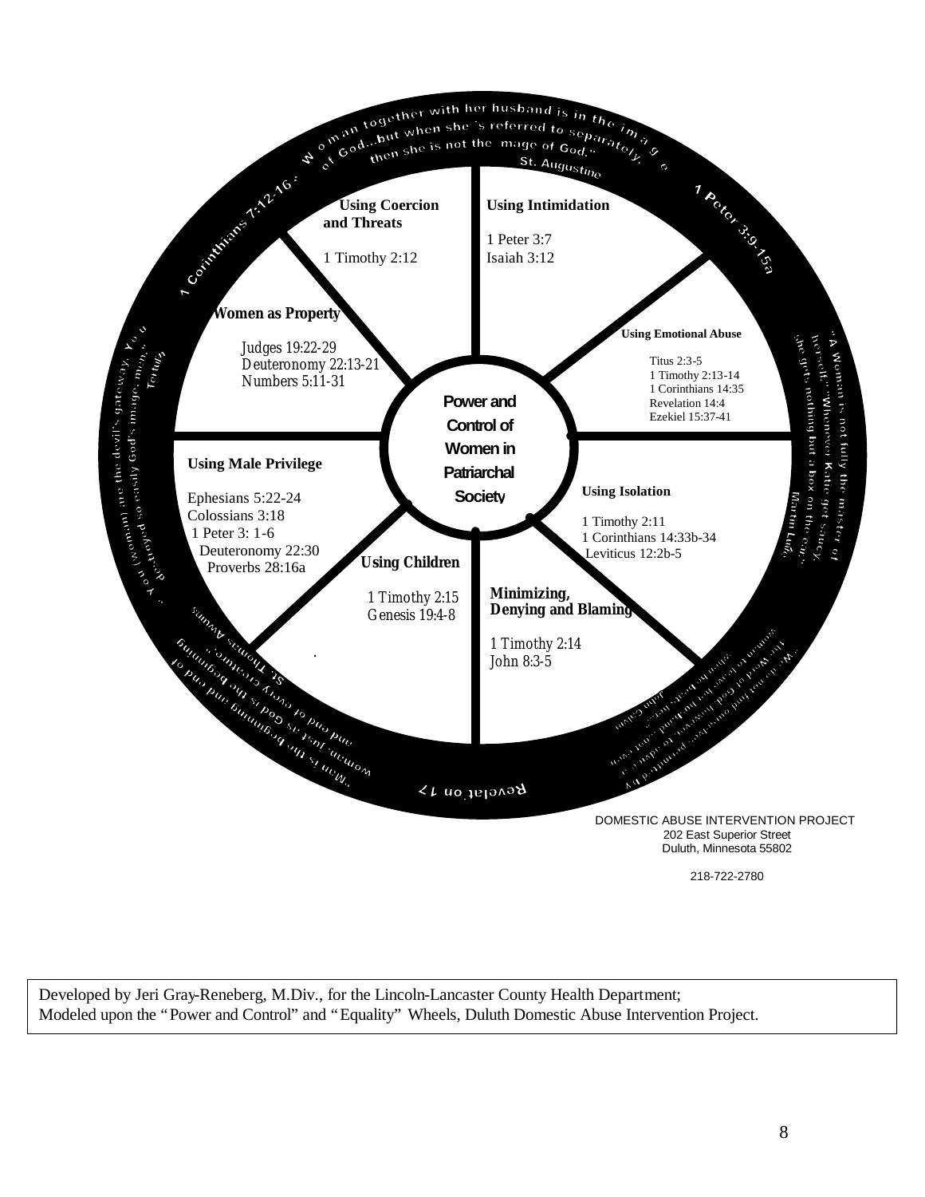"Woman together with her husband is in the image of God...but when she is referred to separately, then she is not the image of God." St. Augustine

1 Corinthians 7:12-16

1 Peter 3:9-15a

**Using Coercion and Threats**

1 Timothy 2:12

**Using Intimidation**

1 Peter 3:7
Isaiah 3:12

**Women as Property**

Judges 19:22-29
Deuteronomy 22:13-21
Numbers 5:11-31

**Using Emotional Abuse**

Titus 2:3-5
1 Timothy 2:13-14
1 Corinthians 14:35
Revelation 14:4
Ezekiel 15:37-41

**Power and Control of Women in Patriarchal Society**

**Using Male Privilege**

Ephesians 5:22-24
Colossians 3:18
1 Peter 3: 1-6
Deuteronomy 22:30
Proverbs 28:16a

**Using Isolation**

1 Timothy 2:11
1 Corinthians 14:33b-34
Leviticus 12:2b-5

**Using Children**

1 Timothy 2:15
Genesis 19:4-8

**Minimizing, Denying and Blaming**

1 Timothy 2:14
John 8:3-5

"You (women) are the devil's gateway. You destroyed so easily God's image, man." Tertullian

"A Woman is not fully the master of herself." "Whenever Katie got saucy, she got nothing but a box on the ear." Martin Luther

"Man is the beginning and end of woman. Just as God is the beginning and end of every creature." St. Thomas Aquinas

"We do not find ourselves permitted by the Word of God, however, to advise even a woman to leave her husband, when he beats her." John Calvin

Revelation 17

DOMESTIC ABUSE INTERVENTION PROJECT
202 East Superior Street
Duluth, Minnesota 55802

218-722-2780

Developed by Jeri Gray-Reneberg, M.Div., for the Lincoln-Lancaster County Health Department;
Modeled upon the "Power and Control" and "Equality" Wheels, Duluth Domestic Abuse Intervention Project.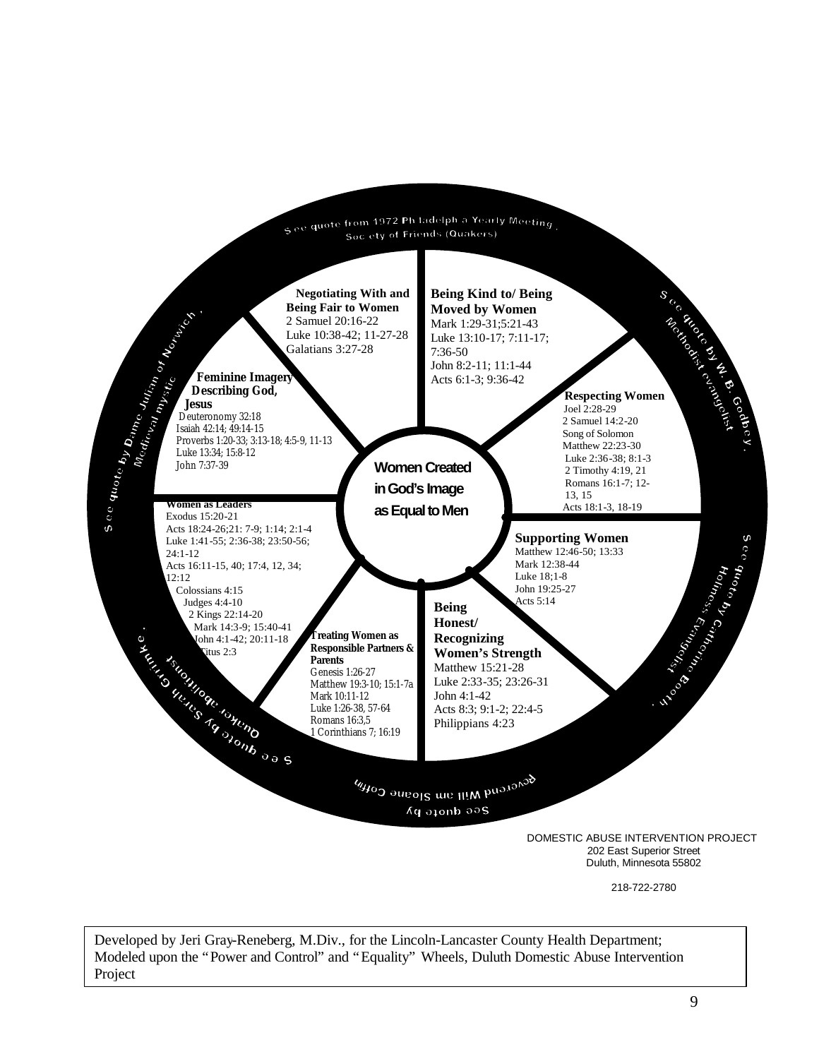See quote from 1972 Philadelphia Yearly Meeting, Society of Friends (Quakers)

**Negotiating With and Being Fair to Women**
2 Samuel 20:16-22
Luke 10:38-42; 11-27-28
Galatians 3:27-28

**Being Kind to/ Being Moved by Women**
Mark 1:29-31;5:21-43
Luke 13:10-17; 7:11-17; 7:36-50
John 8:2-11; 11:1-44
Acts 6:1-3; 9:36-42

See quote by W. B. Godbey, Methodist evangelist

**Respecting Women**
Joel 2:28-29
2 Samuel 14:2-20
Song of Solomon
Matthew 22:23-30
Luke 2:36-38; 8:1-3
2 Timothy 4:19, 21
Romans 16:1-7; 12-13, 15
Acts 18:1-3, 18-19

**Supporting Women**
Matthew 12:46-50; 13:33
Mark 12:38-44
Luke 18;1-8
John 19:25-27
Acts 5:14

See quote by Catherine Booth, Holiness Evangelist

**Being Honest/ Recognizing Women's Strength**
Matthew 15:21-28
Luke 2:33-35; 23:26-31
John 4:1-42
Acts 8:3; 9:1-2; 22:4-5
Philippians 4:23

See quote by Reverend William Sloane Coffin

**Treating Women as Responsible Partners & Parents**
Genesis 1:26-27
Matthew 19:3-10; 15:1-7a
Mark 10:11-12
Luke 1:26-38, 57-64
Romans 16:3,5
1 Corinthians 7; 16:19

See quote by Sarah Grimke, Quaker abolitionist

**Women as Leaders**
Exodus 15:20-21
Acts 18:24-26;21: 7-9; 1:14; 2:1-4
Luke 1:41-55; 2:36-38; 23:50-56; 24:1-12
Acts 16:11-15, 40; 17:4, 12, 34; 12:12
Colossians 4:15
Judges 4:4-10
2 Kings 22:14-20
Mark 14:3-9; 15:40-41
John 4:1-42; 20:11-18
Titus 2:3

See quote by Dame Julian of Norwich, Medieval mystic

**Feminine Imagery Describing God, Jesus**
Deuteronomy 32:18
Isaiah 42:14; 49:14-15
Proverbs 1:20-33; 3:13-18; 4:5-9, 11-13
Luke 13:34; 15:8-12
John 7:37-39

**Women Created in God's Image as Equal to Men**

DOMESTIC ABUSE INTERVENTION PROJECT
202 East Superior Street
Duluth, Minnesota 55802

218-722-2780

Developed by Jeri Gray-Reneberg, M.Div., for the Lincoln-Lancaster County Health Department; Modeled upon the "Power and Control" and "Equality" Wheels, Duluth Domestic Abuse Intervention Project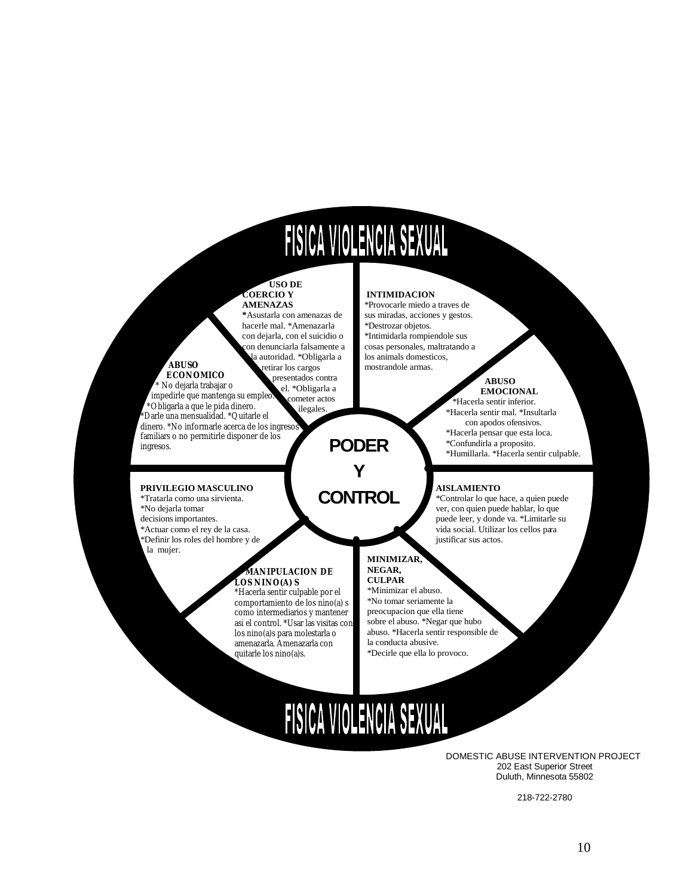FISICA VIOLENCIA SEXUAL

**USO DE COERCIO Y AMENAZAS**
*Asustarla con amenazas de hacerle mal. *Amenazarla con dejarla, con el suicidio o con denunciarla falsamente a la autoridad. *Obligarla a retirar los cargos presentados contra el. *Obligarla a cometer actos ilegales.

**INTIMIDACION**
*Provocarle miedo a traves de sus miradas, acciones y gestos. *Destrozar objetos. *Intimidarla rompiendole sus cosas personales, maltratando a los animals domesticos, mostrandole armas.

**ABUSO ECONOMICO**
* No dejarla trabajar o impedirle que mantenga su empleo. *Obligarla a que le pida dinero. *Darle una mensualidad. *Quitarle el dinero. *No informarle acerca de los ingresos familiars o no permitirle disponer de los ingresos.

**ABUSO EMOCIONAL**
*Hacerla sentir inferior. *Hacerla sentir mal. *Insultarla con apodos ofensivos. *Hacerla pensar que esta loca. *Confundirla a proposito. *Humillarla. *Hacerla sentir culpable.

**PODER Y CONTROL**

**PRIVILEGIO MASCULINO**
*Tratarla como una sirvienta. *No dejarla tomar decisions importantes. *Actuar como el rey de la casa. *Definir los roles del hombre y de la mujer.

**AISLAMIENTO**
*Controlar lo que hace, a quien puede ver, con quien puede hablar, lo que puede leer, y donde va. *Limitarle su vida social. Utilizar los cellos para justificar sus actos.

**MANIPULACION DE LOS NINO(A) S**
*Hacerla sentir culpable por el comportamiento de los nino(a) s como intermediarios y mantener asi el control. *Usar las visitas con los nino(a)s para molestarla o amenazarla. Amenazarla con quitarle los nino(a)s.

**MINIMIZAR, NEGAR, CULPAR**
*Minimizar el abuso. *No tomar seriamente la preocupacion que ella tiene sobre el abuso. *Negar que hubo abuso. *Hacerla sentir responsible de la conducta abusive. *Decirle que ella lo provoco.

FISICA VIOLENCIA SEXUAL

DOMESTIC ABUSE INTERVENTION PROJECT
202 East Superior Street
Duluth, Minnesota 55802

218-722-2780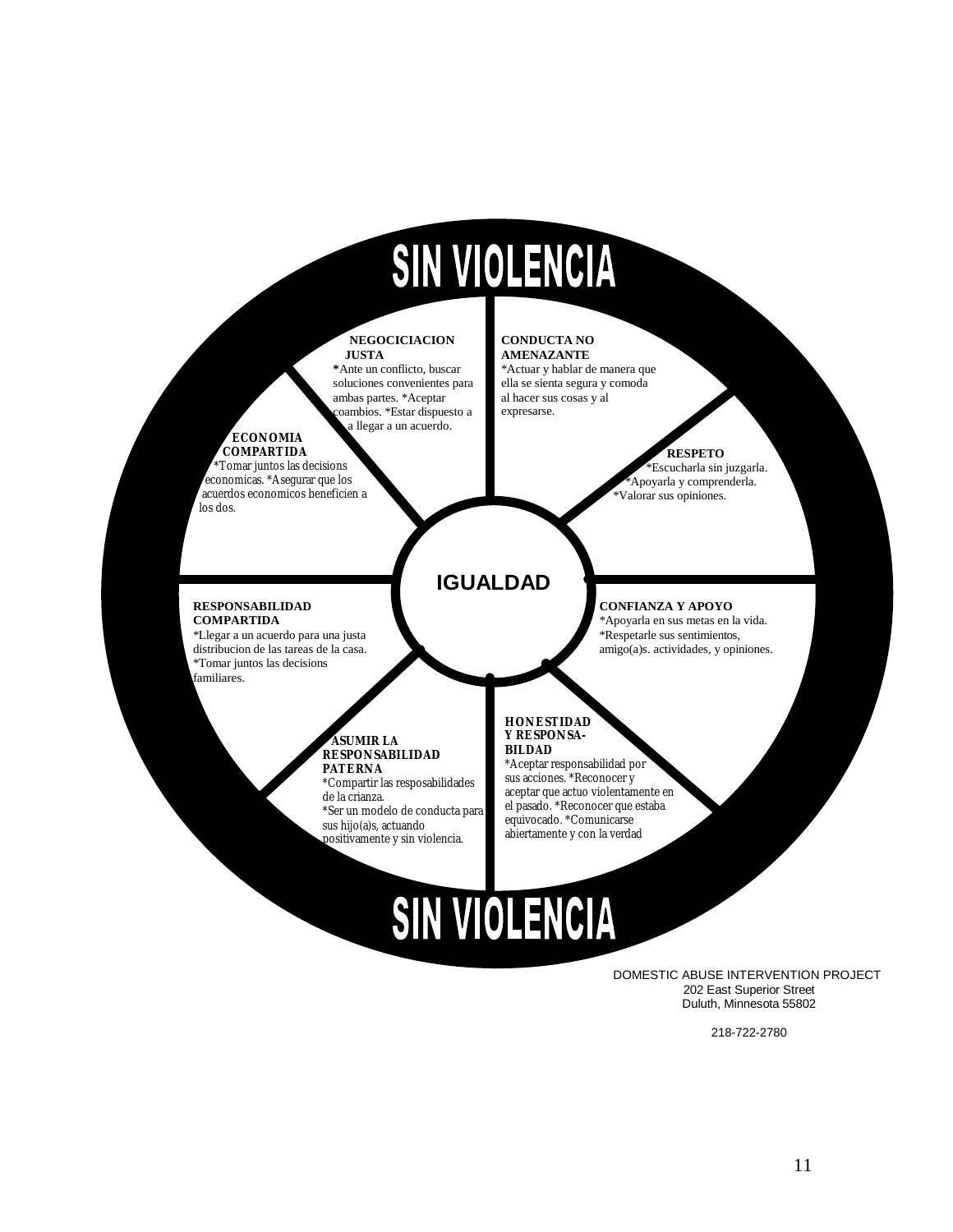# SIN VIOLENCIA

**NEGOCICIACION JUSTA**
*Ante un conflicto, buscar soluciones convenientes para ambas partes. *Aceptar coambios. *Estar dispuesto a a llegar a un acuerdo.

**CONDUCTA NO AMENAZANTE**
*Actuar y hablar de manera que ella se sienta segura y comoda al hacer sus cosas y al expresarse.

**ECONOMIA COMPARTIDA**
*Tomar juntos las decisions economicas. *Asegurar que los acuerdos economicos beneficien a los dos.

**RESPETO**
*Escucharla sin juzgarla. *Apoyarla y comprenderla. *Valorar sus opiniones.

**IGUALDAD**

**RESPONSABILIDAD COMPARTIDA**
*Llegar a un acuerdo para una justa distribucion de las tareas de la casa. *Tomar juntos las decisions familiares.

**CONFIANZA Y APOYO**
*Apoyarla en sus metas en la vida. *Respetarle sus sentimientos, amigo(a)s. actividades, y opiniones.

**ASUMIR LA RESPONSABILIDAD PATERNA**
*Compartir las resposabilidades de la crianza.
*Ser un modelo de conducta para sus hijo(a)s, actuando positivamente y sin violencia.

**HONESTIDAD Y RESPONSA-BILDAD**
*Aceptar responsabilidad por sus acciones. *Reconocer y aceptar que actuo violentamente en el pasado. *Reconocer que estaba equivocado. *Comunicarse abiertamente y con la verdad

# SIN VIOLENCIA

DOMESTIC ABUSE INTERVENTION PROJECT
202 East Superior Street
Duluth, Minnesota 55802

218-722-2780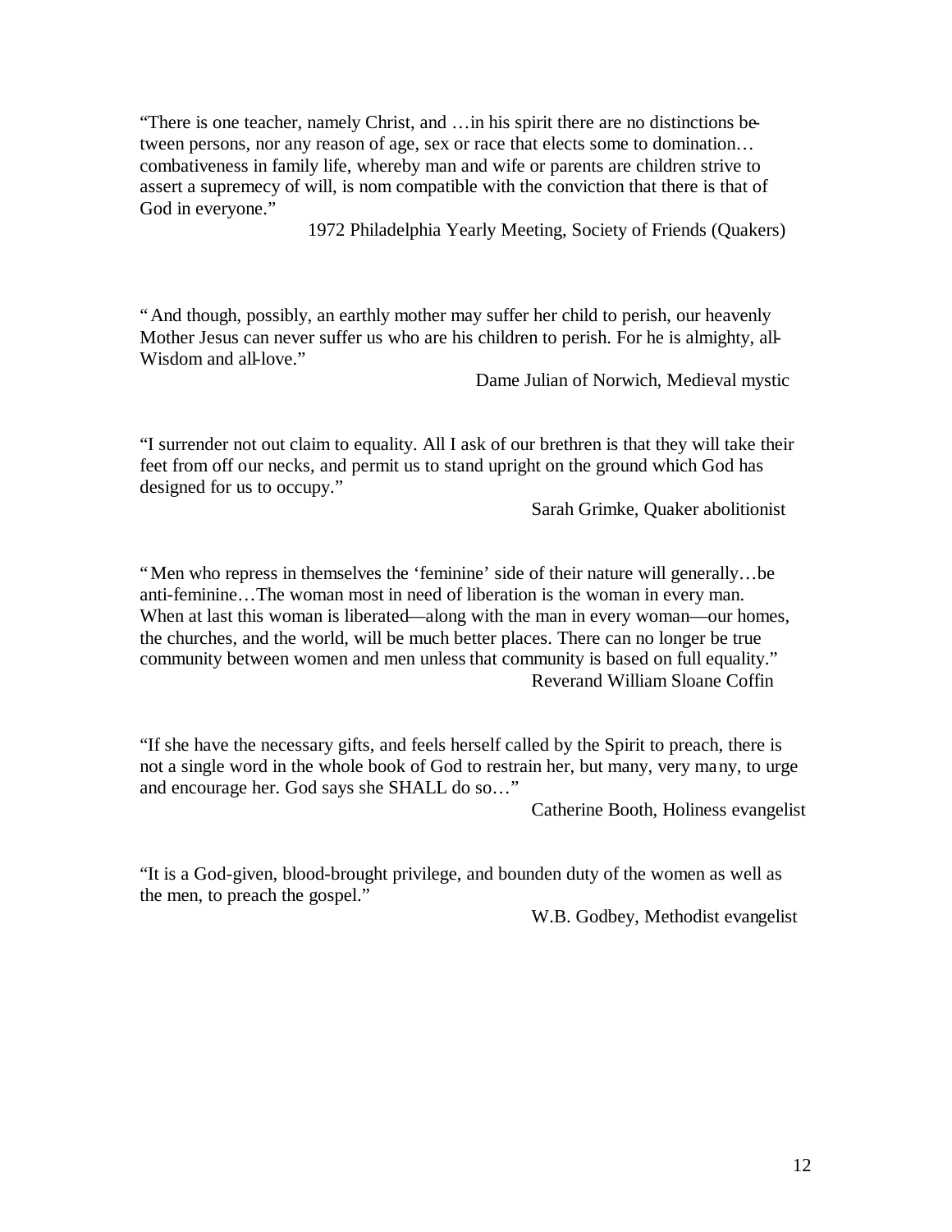"There is one teacher, namely Christ, and …in his spirit there are no distinctions between persons, nor any reason of age, sex or race that elects some to domination… combativeness in family life, whereby man and wife or parents are children strive to assert a supremecy of will, is nom compatible with the conviction that there is that of God in everyone."

1972 Philadelphia Yearly Meeting, Society of Friends (Quakers)

" And though, possibly, an earthly mother may suffer her child to perish, our heavenly Mother Jesus can never suffer us who are his children to perish. For he is almighty, all-Wisdom and all-love."

Dame Julian of Norwich, Medieval mystic

"I surrender not out claim to equality. All I ask of our brethren is that they will take their feet from off our necks, and permit us to stand upright on the ground which God has designed for us to occupy."

Sarah Grimke, Quaker abolitionist

" Men who repress in themselves the 'feminine' side of their nature will generally…be anti-feminine…The woman most in need of liberation is the woman in every man. When at last this woman is liberated—along with the man in every woman—our homes, the churches, and the world, will be much better places. There can no longer be true community between women and men unless that community is based on full equality."

Reverand William Sloane Coffin

"If she have the necessary gifts, and feels herself called by the Spirit to preach, there is not a single word in the whole book of God to restrain her, but many, very many, to urge and encourage her. God says she SHALL do so…"

Catherine Booth, Holiness evangelist

"It is a God-given, blood-brought privilege, and bounden duty of the women as well as the men, to preach the gospel."

W.B. Godbey, Methodist evangelist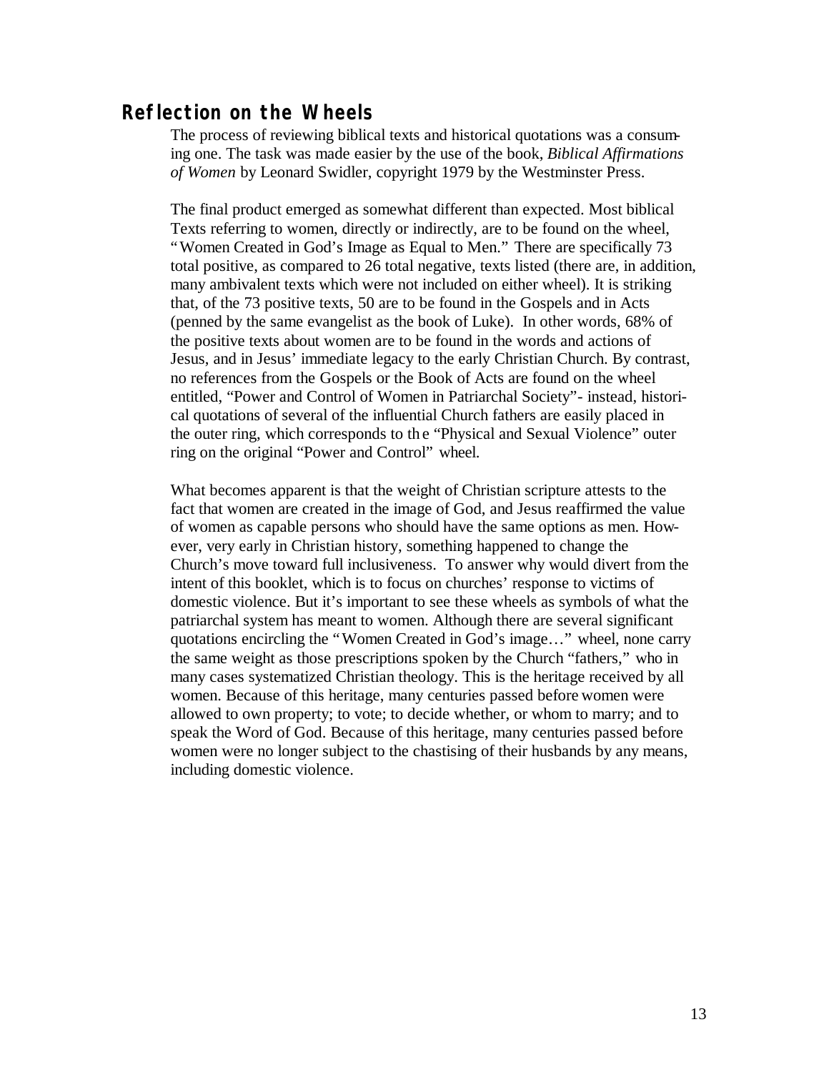## Reflection on the Wheels

The process of reviewing biblical texts and historical quotations was a consuming one. The task was made easier by the use of the book, *Biblical Affirmations of Women* by Leonard Swidler, copyright 1979 by the Westminster Press.

The final product emerged as somewhat different than expected. Most biblical Texts referring to women, directly or indirectly, are to be found on the wheel, "Women Created in God's Image as Equal to Men." There are specifically 73 total positive, as compared to 26 total negative, texts listed (there are, in addition, many ambivalent texts which were not included on either wheel). It is striking that, of the 73 positive texts, 50 are to be found in the Gospels and in Acts (penned by the same evangelist as the book of Luke). In other words, 68% of the positive texts about women are to be found in the words and actions of Jesus, and in Jesus' immediate legacy to the early Christian Church. By contrast, no references from the Gospels or the Book of Acts are found on the wheel entitled, "Power and Control of Women in Patriarchal Society"- instead, historical quotations of several of the influential Church fathers are easily placed in the outer ring, which corresponds to the "Physical and Sexual Violence" outer ring on the original "Power and Control" wheel.

What becomes apparent is that the weight of Christian scripture attests to the fact that women are created in the image of God, and Jesus reaffirmed the value of women as capable persons who should have the same options as men. However, very early in Christian history, something happened to change the Church's move toward full inclusiveness. To answer why would divert from the intent of this booklet, which is to focus on churches' response to victims of domestic violence. But it's important to see these wheels as symbols of what the patriarchal system has meant to women. Although there are several significant quotations encircling the "Women Created in God's image…" wheel, none carry the same weight as those prescriptions spoken by the Church "fathers," who in many cases systematized Christian theology. This is the heritage received by all women. Because of this heritage, many centuries passed before women were allowed to own property; to vote; to decide whether, or whom to marry; and to speak the Word of God. Because of this heritage, many centuries passed before women were no longer subject to the chastising of their husbands by any means, including domestic violence.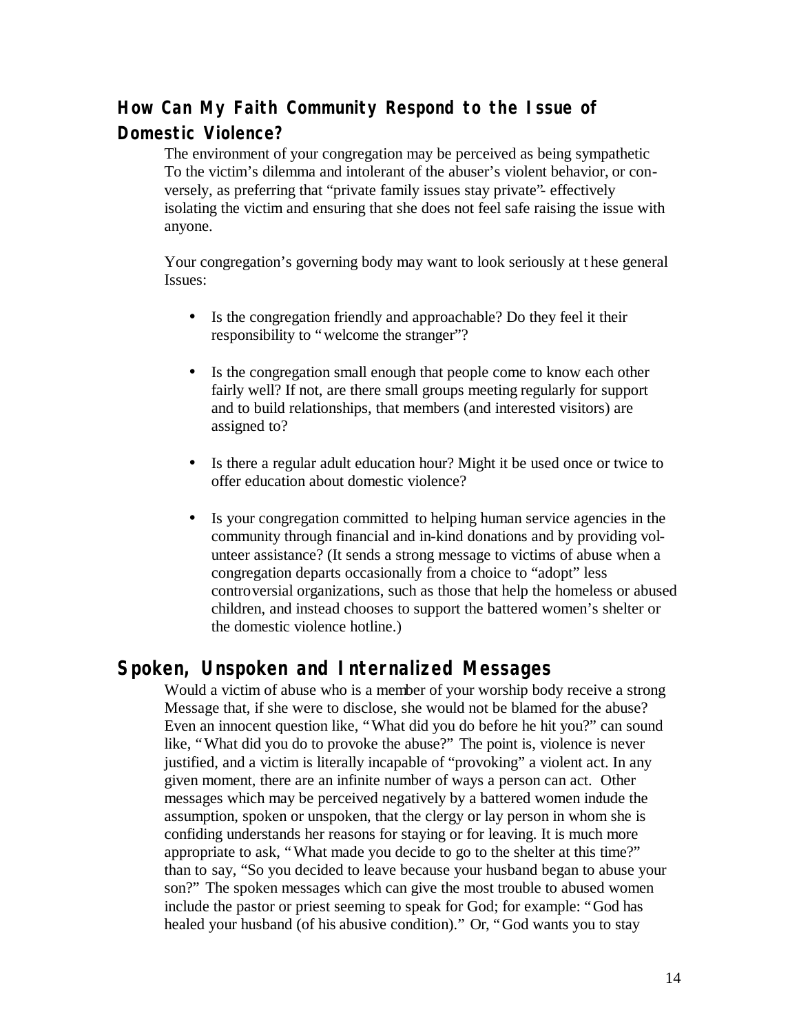## How Can My Faith Community Respond to the Issue of Domestic Violence?

The environment of your congregation may be perceived as being sympathetic To the victim's dilemma and intolerant of the abuser's violent behavior, or conversely, as preferring that "private family issues stay private"- effectively isolating the victim and ensuring that she does not feel safe raising the issue with anyone.

Your congregation's governing body may want to look seriously at these general Issues:

- Is the congregation friendly and approachable? Do they feel it their responsibility to "welcome the stranger"?
- Is the congregation small enough that people come to know each other fairly well? If not, are there small groups meeting regularly for support and to build relationships, that members (and interested visitors) are assigned to?
- Is there a regular adult education hour? Might it be used once or twice to offer education about domestic violence?
- Is your congregation committed to helping human service agencies in the community through financial and in-kind donations and by providing volunteer assistance? (It sends a strong message to victims of abuse when a congregation departs occasionally from a choice to "adopt" less controversial organizations, such as those that help the homeless or abused children, and instead chooses to support the battered women's shelter or the domestic violence hotline.)

## Spoken, Unspoken and Internalized Messages

Would a victim of abuse who is a member of your worship body receive a strong Message that, if she were to disclose, she would not be blamed for the abuse? Even an innocent question like, "What did you do before he hit you?" can sound like, "What did you do to provoke the abuse?" The point is, violence is never justified, and a victim is literally incapable of "provoking" a violent act. In any given moment, there are an infinite number of ways a person can act. Other messages which may be perceived negatively by a battered women include the assumption, spoken or unspoken, that the clergy or lay person in whom she is confiding understands her reasons for staying or for leaving. It is much more appropriate to ask, "What made you decide to go to the shelter at this time?" than to say, "So you decided to leave because your husband began to abuse your son?" The spoken messages which can give the most trouble to abused women include the pastor or priest seeming to speak for God; for example: "God has healed your husband (of his abusive condition)." Or, "God wants you to stay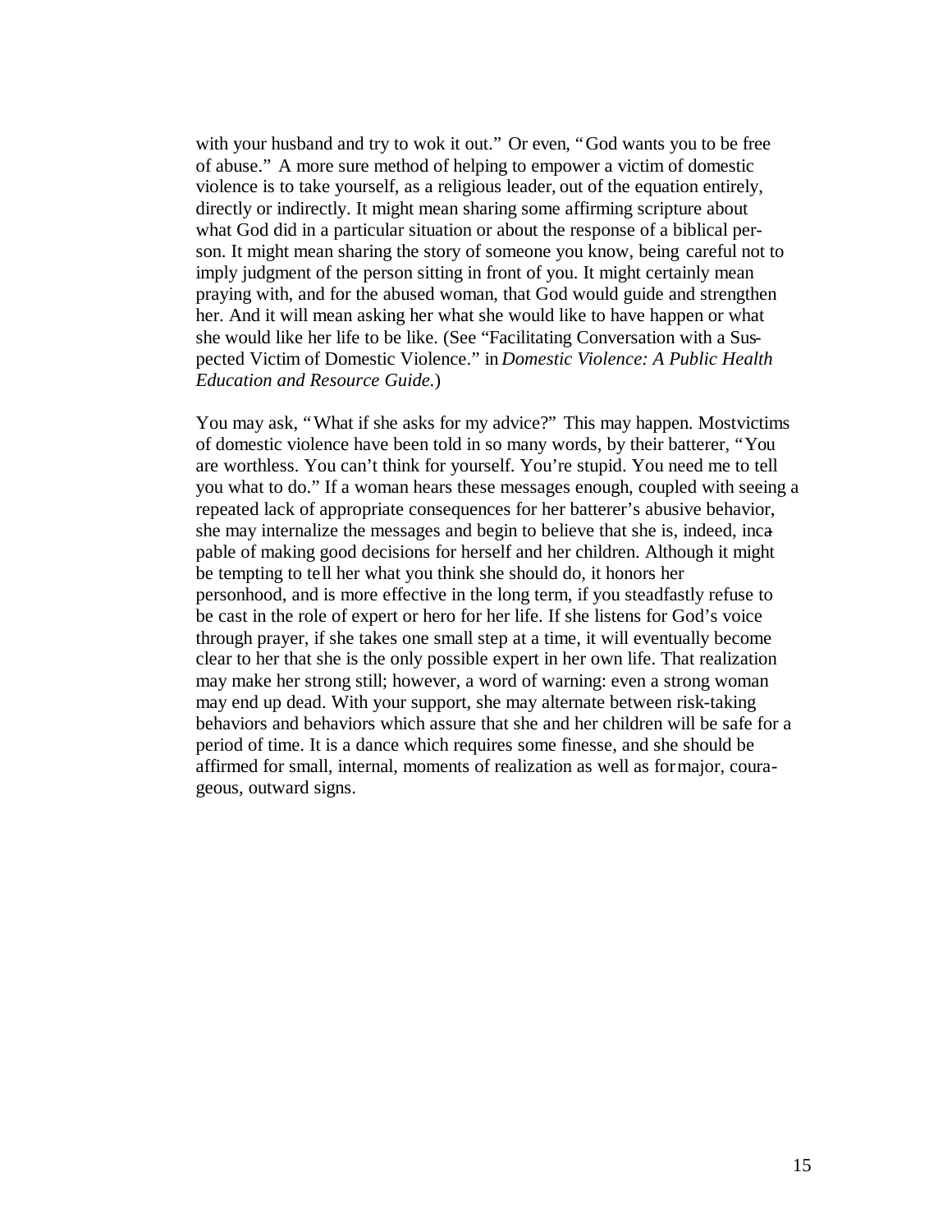with your husband and try to wok it out." Or even, "God wants you to be free of abuse." A more sure method of helping to empower a victim of domestic violence is to take yourself, as a religious leader, out of the equation entirely, directly or indirectly. It might mean sharing some affirming scripture about what God did in a particular situation or about the response of a biblical person. It might mean sharing the story of someone you know, being careful not to imply judgment of the person sitting in front of you. It might certainly mean praying with, and for the abused woman, that God would guide and strengthen her. And it will mean asking her what she would like to have happen or what she would like her life to be like. (See "Facilitating Conversation with a Suspected Victim of Domestic Violence." in *Domestic Violence: A Public Health Education and Resource Guide.*)

You may ask, "What if she asks for my advice?" This may happen. Mostvictims of domestic violence have been told in so many words, by their batterer, "You are worthless. You can't think for yourself. You're stupid. You need me to tell you what to do." If a woman hears these messages enough, coupled with seeing a repeated lack of appropriate consequences for her batterer's abusive behavior, she may internalize the messages and begin to believe that she is, indeed, incapable of making good decisions for herself and her children. Although it might be tempting to tell her what you think she should do, it honors her personhood, and is more effective in the long term, if you steadfastly refuse to be cast in the role of expert or hero for her life. If she listens for God's voice through prayer, if she takes one small step at a time, it will eventually become clear to her that she is the only possible expert in her own life. That realization may make her strong still; however, a word of warning: even a strong woman may end up dead. With your support, she may alternate between risk-taking behaviors and behaviors which assure that she and her children will be safe for a period of time. It is a dance which requires some finesse, and she should be affirmed for small, internal, moments of realization as well as formajor, courageous, outward signs.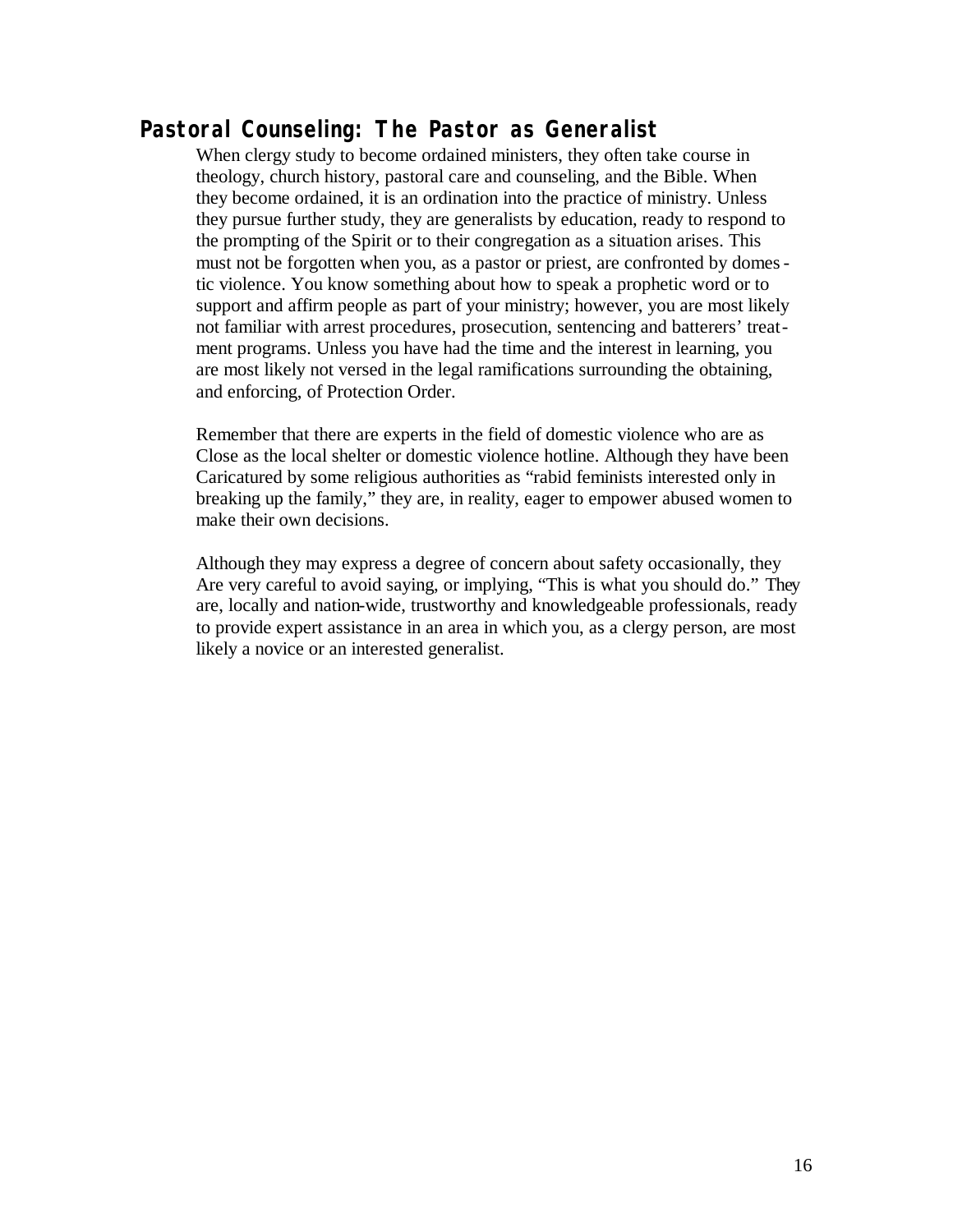## Pastoral Counseling: The Pastor as Generalist

When clergy study to become ordained ministers, they often take course in theology, church history, pastoral care and counseling, and the Bible. When they become ordained, it is an ordination into the practice of ministry. Unless they pursue further study, they are generalists by education, ready to respond to the prompting of the Spirit or to their congregation as a situation arises. This must not be forgotten when you, as a pastor or priest, are confronted by domestic violence. You know something about how to speak a prophetic word or to support and affirm people as part of your ministry; however, you are most likely not familiar with arrest procedures, prosecution, sentencing and batterers' treatment programs. Unless you have had the time and the interest in learning, you are most likely not versed in the legal ramifications surrounding the obtaining, and enforcing, of Protection Order.

Remember that there are experts in the field of domestic violence who are as Close as the local shelter or domestic violence hotline. Although they have been Caricatured by some religious authorities as "rabid feminists interested only in breaking up the family," they are, in reality, eager to empower abused women to make their own decisions.

Although they may express a degree of concern about safety occasionally, they Are very careful to avoid saying, or implying, "This is what you should do." They are, locally and nation-wide, trustworthy and knowledgeable professionals, ready to provide expert assistance in an area in which you, as a clergy person, are most likely a novice or an interested generalist.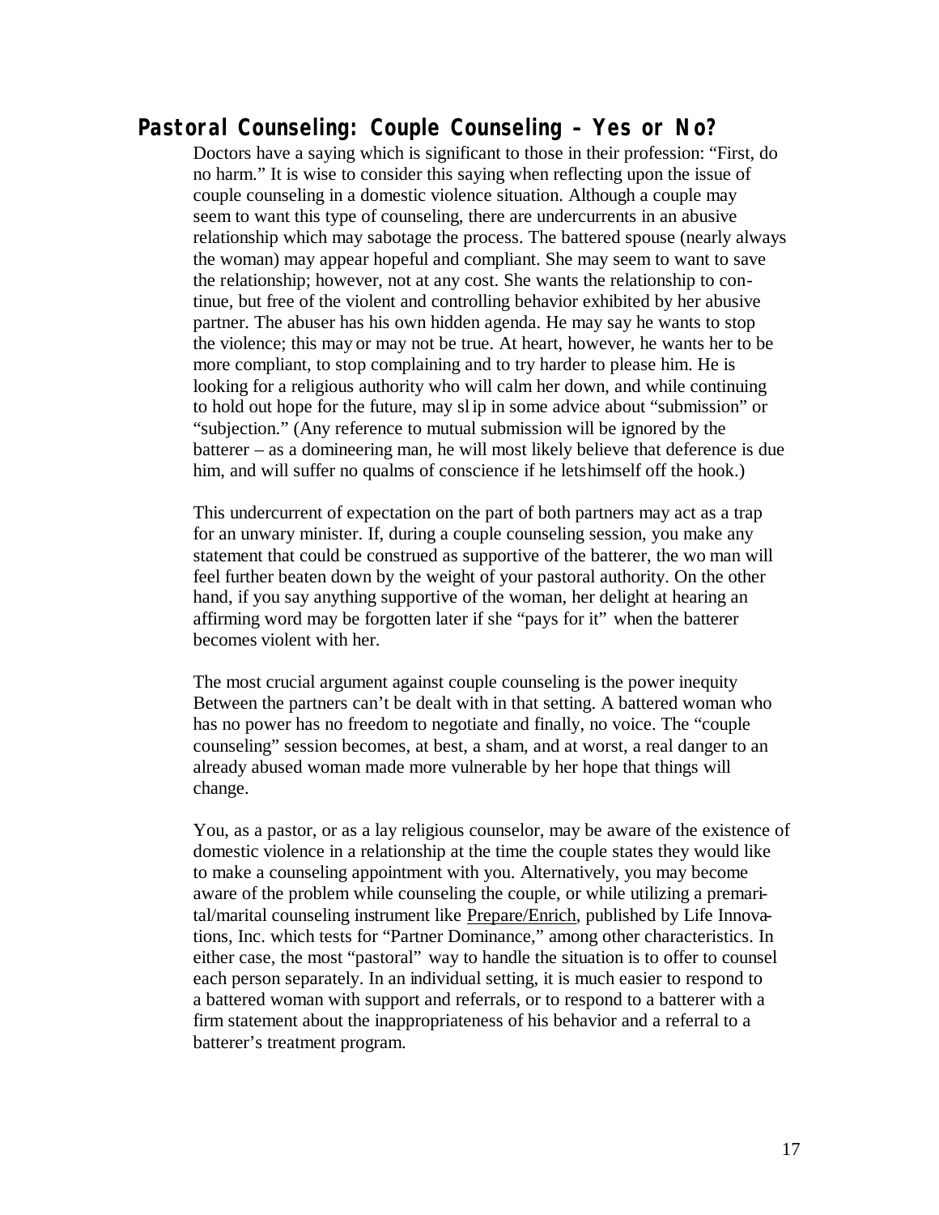## Pastoral Counseling: Couple Counseling – Yes or No?

Doctors have a saying which is significant to those in their profession: "First, do no harm." It is wise to consider this saying when reflecting upon the issue of couple counseling in a domestic violence situation. Although a couple may seem to want this type of counseling, there are undercurrents in an abusive relationship which may sabotage the process. The battered spouse (nearly always the woman) may appear hopeful and compliant. She may seem to want to save the relationship; however, not at any cost. She wants the relationship to continue, but free of the violent and controlling behavior exhibited by her abusive partner. The abuser has his own hidden agenda. He may say he wants to stop the violence; this may or may not be true. At heart, however, he wants her to be more compliant, to stop complaining and to try harder to please him. He is looking for a religious authority who will calm her down, and while continuing to hold out hope for the future, may slip in some advice about "submission" or "subjection." (Any reference to mutual submission will be ignored by the batterer – as a domineering man, he will most likely believe that deference is due him, and will suffer no qualms of conscience if he lets himself off the hook.)

This undercurrent of expectation on the part of both partners may act as a trap for an unwary minister. If, during a couple counseling session, you make any statement that could be construed as supportive of the batterer, the woman will feel further beaten down by the weight of your pastoral authority. On the other hand, if you say anything supportive of the woman, her delight at hearing an affirming word may be forgotten later if she "pays for it" when the batterer becomes violent with her.

The most crucial argument against couple counseling is the power inequity Between the partners can't be dealt with in that setting. A battered woman who has no power has no freedom to negotiate and finally, no voice. The "couple counseling" session becomes, at best, a sham, and at worst, a real danger to an already abused woman made more vulnerable by her hope that things will change.

You, as a pastor, or as a lay religious counselor, may be aware of the existence of domestic violence in a relationship at the time the couple states they would like to make a counseling appointment with you. Alternatively, you may become aware of the problem while counseling the couple, or while utilizing a premarital/marital counseling instrument like Prepare/Enrich, published by Life Innovations, Inc. which tests for "Partner Dominance," among other characteristics. In either case, the most "pastoral" way to handle the situation is to offer to counsel each person separately. In an individual setting, it is much easier to respond to a battered woman with support and referrals, or to respond to a batterer with a firm statement about the inappropriateness of his behavior and a referral to a batterer's treatment program.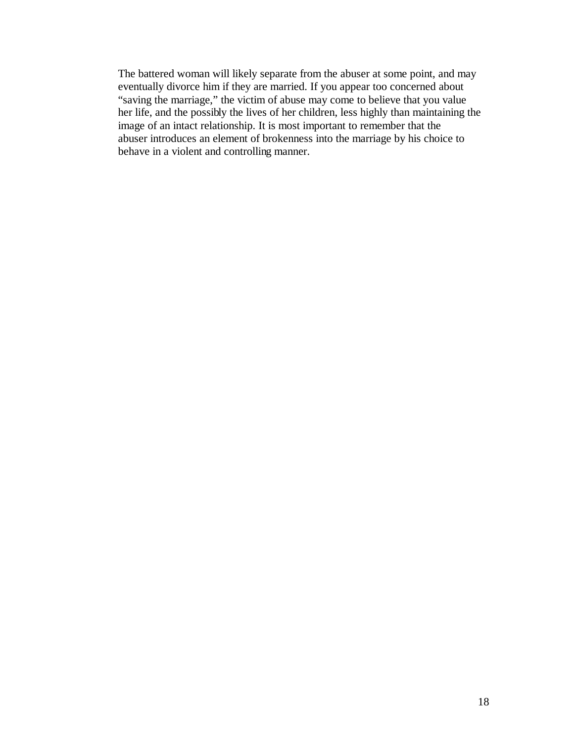The battered woman will likely separate from the abuser at some point, and may eventually divorce him if they are married. If you appear too concerned about "saving the marriage," the victim of abuse may come to believe that you value her life, and the possibly the lives of her children, less highly than maintaining the image of an intact relationship. It is most important to remember that the abuser introduces an element of brokenness into the marriage by his choice to behave in a violent and controlling manner.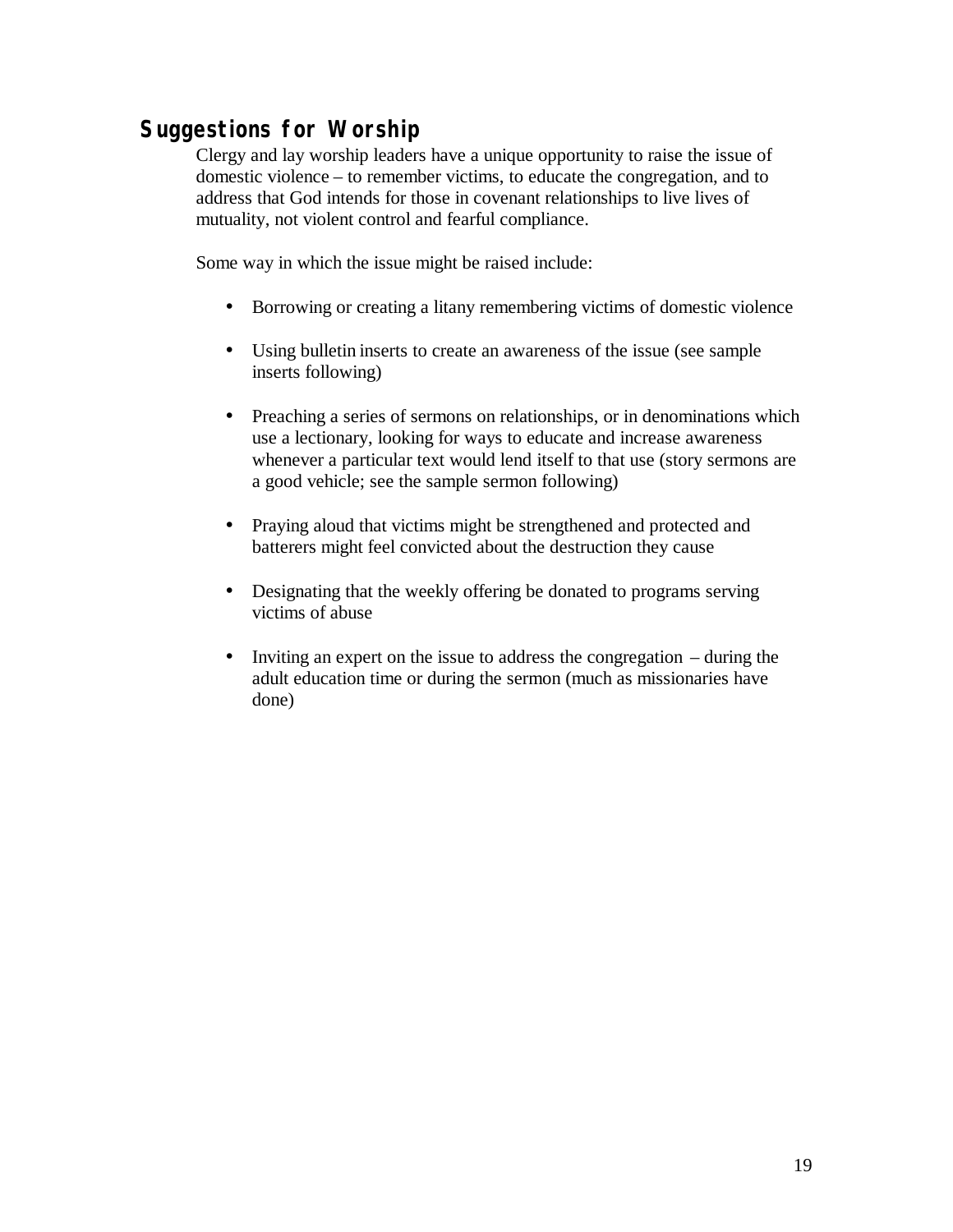## Suggestions for Worship

Clergy and lay worship leaders have a unique opportunity to raise the issue of domestic violence – to remember victims, to educate the congregation, and to address that God intends for those in covenant relationships to live lives of mutuality, not violent control and fearful compliance.

Some way in which the issue might be raised include:

- Borrowing or creating a litany remembering victims of domestic violence
- Using bulletin inserts to create an awareness of the issue (see sample inserts following)
- Preaching a series of sermons on relationships, or in denominations which use a lectionary, looking for ways to educate and increase awareness whenever a particular text would lend itself to that use (story sermons are a good vehicle; see the sample sermon following)
- Praying aloud that victims might be strengthened and protected and batterers might feel convicted about the destruction they cause
- Designating that the weekly offering be donated to programs serving victims of abuse
- Inviting an expert on the issue to address the congregation – during the adult education time or during the sermon (much as missionaries have done)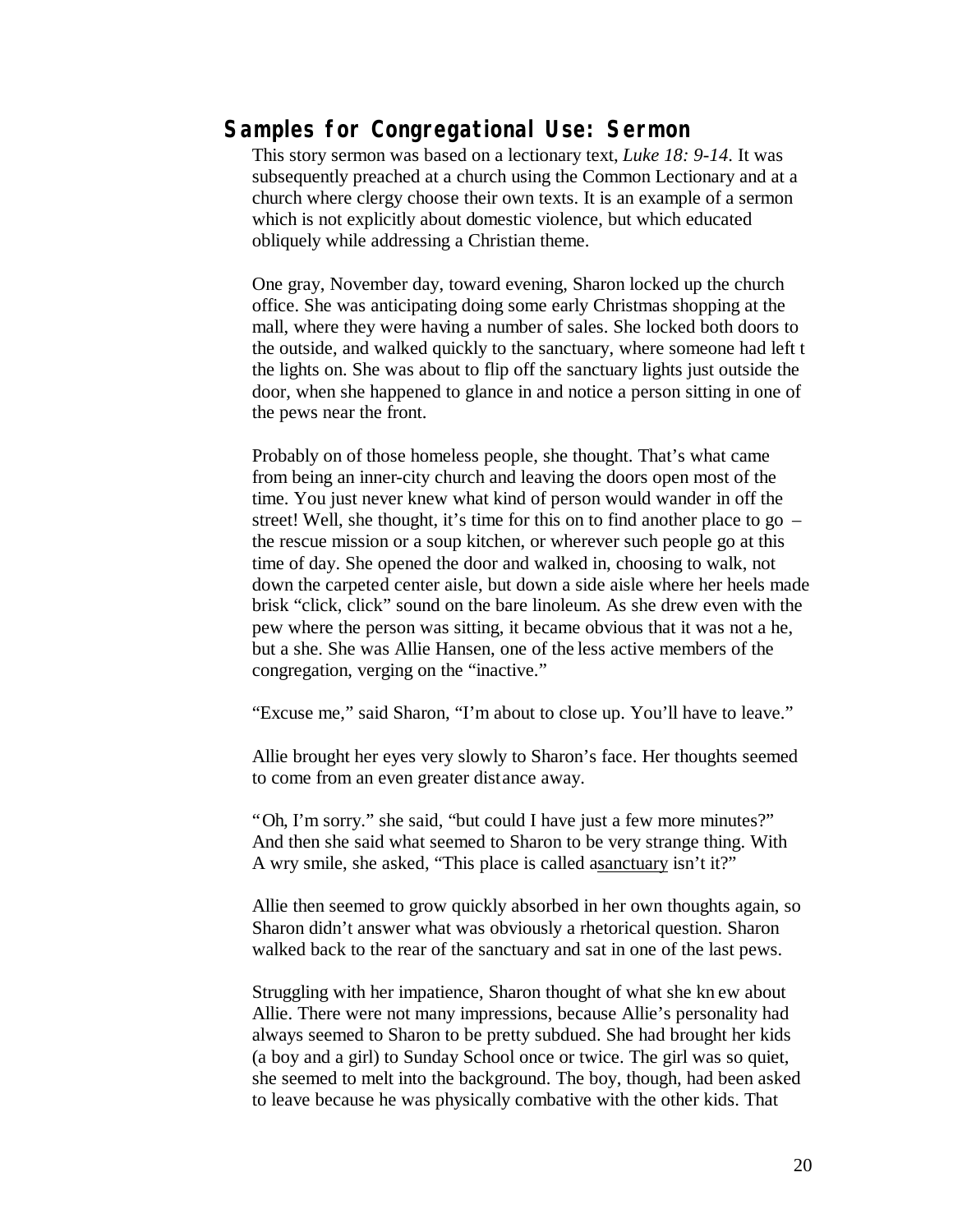## Samples for Congregational Use: Sermon

This story sermon was based on a lectionary text, *Luke 18: 9-14*. It was subsequently preached at a church using the Common Lectionary and at a church where clergy choose their own texts. It is an example of a sermon which is not explicitly about domestic violence, but which educated obliquely while addressing a Christian theme.

One gray, November day, toward evening, Sharon locked up the church office. She was anticipating doing some early Christmas shopping at the mall, where they were having a number of sales. She locked both doors to the outside, and walked quickly to the sanctuary, where someone had left t the lights on. She was about to flip off the sanctuary lights just outside the door, when she happened to glance in and notice a person sitting in one of the pews near the front.

Probably on of those homeless people, she thought. That's what came from being an inner-city church and leaving the doors open most of the time. You just never knew what kind of person would wander in off the street! Well, she thought, it's time for this on to find another place to go – the rescue mission or a soup kitchen, or wherever such people go at this time of day. She opened the door and walked in, choosing to walk, not down the carpeted center aisle, but down a side aisle where her heels made brisk "click, click" sound on the bare linoleum. As she drew even with the pew where the person was sitting, it became obvious that it was not a he, but a she. She was Allie Hansen, one of the less active members of the congregation, verging on the "inactive."

"Excuse me," said Sharon, "I'm about to close up. You'll have to leave."

Allie brought her eyes very slowly to Sharon's face. Her thoughts seemed to come from an even greater distance away.

"Oh, I'm sorry." she said, "but could I have just a few more minutes?" And then she said what seemed to Sharon to be very strange thing. With A wry smile, she asked, "This place is called a<u>sanctuary</u> isn't it?"

Allie then seemed to grow quickly absorbed in her own thoughts again, so Sharon didn't answer what was obviously a rhetorical question. Sharon walked back to the rear of the sanctuary and sat in one of the last pews.

Struggling with her impatience, Sharon thought of what she knew about Allie. There were not many impressions, because Allie's personality had always seemed to Sharon to be pretty subdued. She had brought her kids (a boy and a girl) to Sunday School once or twice. The girl was so quiet, she seemed to melt into the background. The boy, though, had been asked to leave because he was physically combative with the other kids. That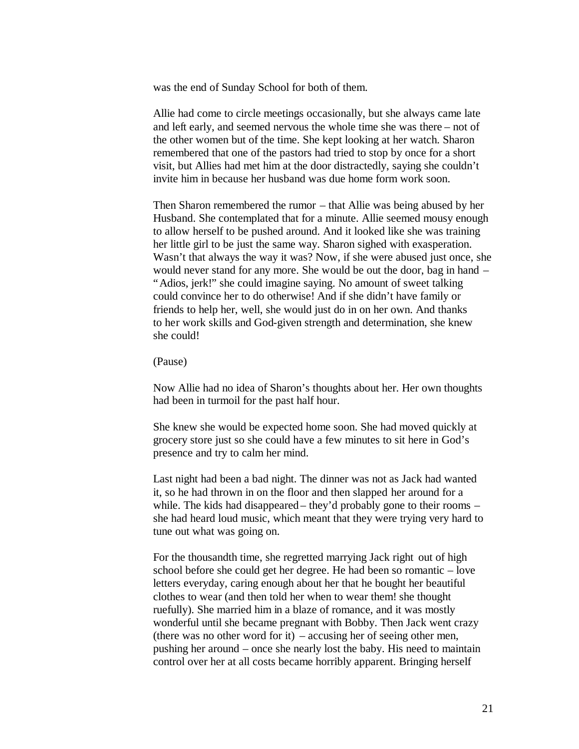was the end of Sunday School for both of them.

Allie had come to circle meetings occasionally, but she always came late and left early, and seemed nervous the whole time she was there – not of the other women but of the time. She kept looking at her watch. Sharon remembered that one of the pastors had tried to stop by once for a short visit, but Allies had met him at the door distractedly, saying she couldn't invite him in because her husband was due home form work soon.

Then Sharon remembered the rumor – that Allie was being abused by her Husband. She contemplated that for a minute. Allie seemed mousy enough to allow herself to be pushed around. And it looked like she was training her little girl to be just the same way. Sharon sighed with exasperation. Wasn't that always the way it was? Now, if she were abused just once, she would never stand for any more. She would be out the door, bag in hand – "Adios, jerk!" she could imagine saying. No amount of sweet talking could convince her to do otherwise! And if she didn't have family or friends to help her, well, she would just do in on her own. And thanks to her work skills and God-given strength and determination, she knew she could!

(Pause)

Now Allie had no idea of Sharon's thoughts about her. Her own thoughts had been in turmoil for the past half hour.

She knew she would be expected home soon. She had moved quickly at grocery store just so she could have a few minutes to sit here in God's presence and try to calm her mind.

Last night had been a bad night. The dinner was not as Jack had wanted it, so he had thrown in on the floor and then slapped her around for a while. The kids had disappeared – they'd probably gone to their rooms – she had heard loud music, which meant that they were trying very hard to tune out what was going on.

For the thousandth time, she regretted marrying Jack right out of high school before she could get her degree. He had been so romantic – love letters everyday, caring enough about her that he bought her beautiful clothes to wear (and then told her when to wear them! she thought ruefully). She married him in a blaze of romance, and it was mostly wonderful until she became pregnant with Bobby. Then Jack went crazy (there was no other word for it) – accusing her of seeing other men, pushing her around – once she nearly lost the baby. His need to maintain control over her at all costs became horribly apparent. Bringing herself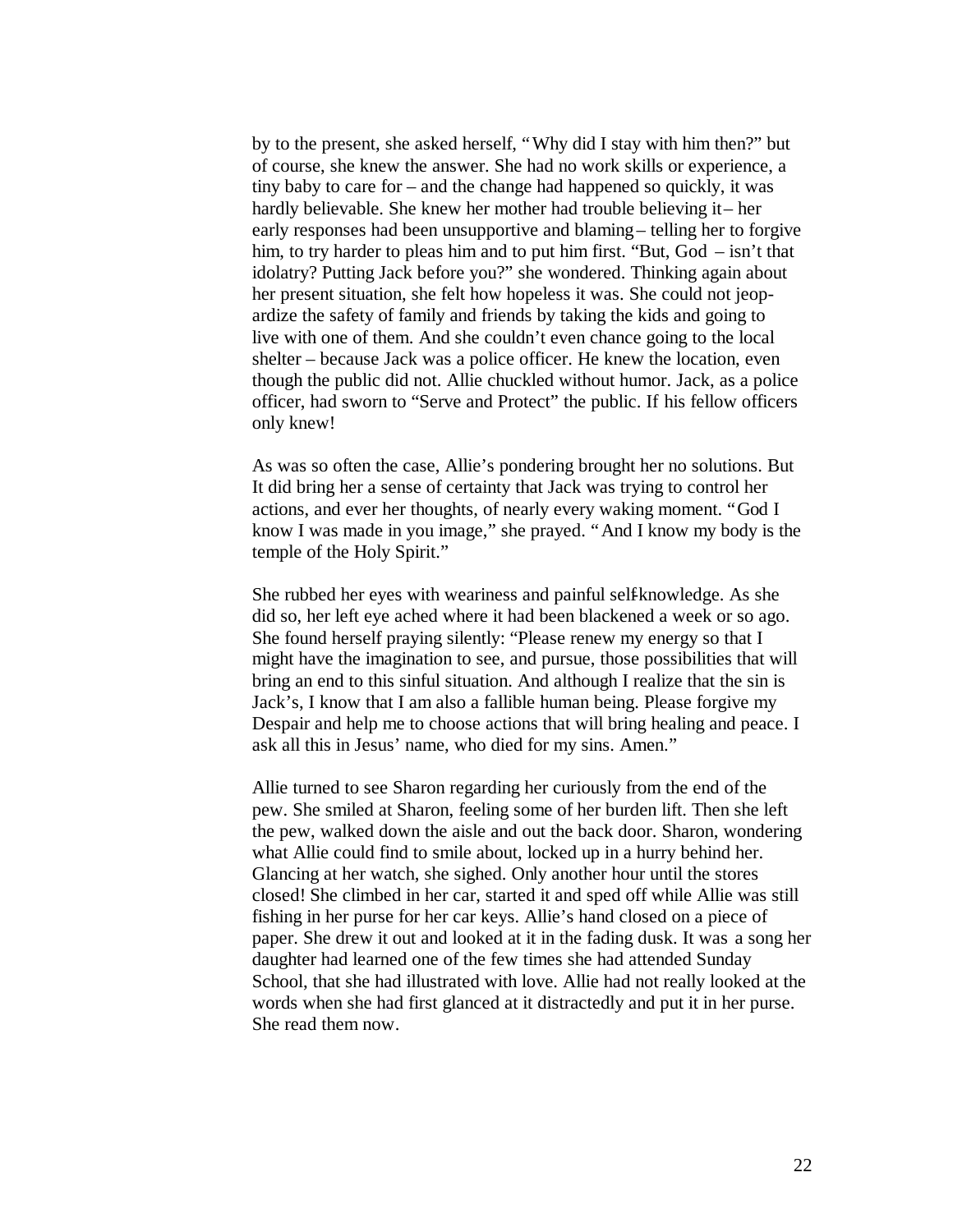by to the present, she asked herself, "Why did I stay with him then?" but of course, she knew the answer. She had no work skills or experience, a tiny baby to care for – and the change had happened so quickly, it was hardly believable. She knew her mother had trouble believing it – her early responses had been unsupportive and blaming – telling her to forgive him, to try harder to pleas him and to put him first. "But, God – isn't that idolatry? Putting Jack before you?" she wondered. Thinking again about her present situation, she felt how hopeless it was. She could not jeopardize the safety of family and friends by taking the kids and going to live with one of them. And she couldn't even chance going to the local shelter – because Jack was a police officer. He knew the location, even though the public did not. Allie chuckled without humor. Jack, as a police officer, had sworn to "Serve and Protect" the public. If his fellow officers only knew!

As was so often the case, Allie's pondering brought her no solutions. But It did bring her a sense of certainty that Jack was trying to control her actions, and ever her thoughts, of nearly every waking moment. "God I know I was made in you image," she prayed. "And I know my body is the temple of the Holy Spirit."

She rubbed her eyes with weariness and painful self-knowledge. As she did so, her left eye ached where it had been blackened a week or so ago. She found herself praying silently: "Please renew my energy so that I might have the imagination to see, and pursue, those possibilities that will bring an end to this sinful situation. And although I realize that the sin is Jack's, I know that I am also a fallible human being. Please forgive my Despair and help me to choose actions that will bring healing and peace. I ask all this in Jesus' name, who died for my sins. Amen."

Allie turned to see Sharon regarding her curiously from the end of the pew. She smiled at Sharon, feeling some of her burden lift. Then she left the pew, walked down the aisle and out the back door. Sharon, wondering what Allie could find to smile about, locked up in a hurry behind her. Glancing at her watch, she sighed. Only another hour until the stores closed! She climbed in her car, started it and sped off while Allie was still fishing in her purse for her car keys. Allie's hand closed on a piece of paper. She drew it out and looked at it in the fading dusk. It was a song her daughter had learned one of the few times she had attended Sunday School, that she had illustrated with love. Allie had not really looked at the words when she had first glanced at it distractedly and put it in her purse. She read them now.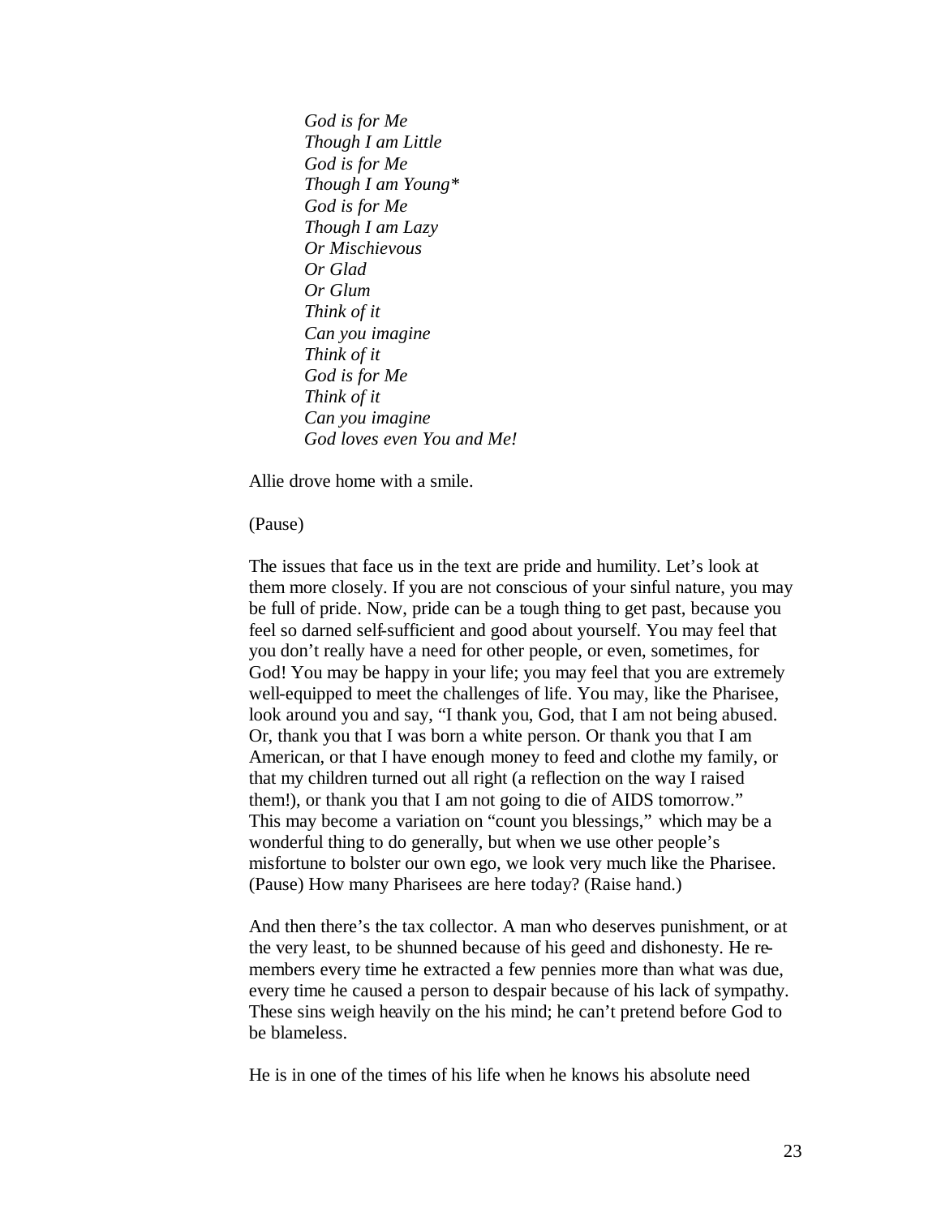*God is for Me*
*Though I am Little*
*God is for Me*
*Though I am Young**
*God is for Me*
*Though I am Lazy*
*Or Mischievous*
*Or Glad*
*Or Glum*
*Think of it*
*Can you imagine*
*Think of it*
*God is for Me*
*Think of it*
*Can you imagine*
*God loves even You and Me!*

Allie drove home with a smile.

(Pause)

The issues that face us in the text are pride and humility. Let's look at them more closely. If you are not conscious of your sinful nature, you may be full of pride. Now, pride can be a tough thing to get past, because you feel so darned self-sufficient and good about yourself. You may feel that you don't really have a need for other people, or even, sometimes, for God! You may be happy in your life; you may feel that you are extremely well-equipped to meet the challenges of life. You may, like the Pharisee, look around you and say, "I thank you, God, that I am not being abused. Or, thank you that I was born a white person. Or thank you that I am American, or that I have enough money to feed and clothe my family, or that my children turned out all right (a reflection on the way I raised them!), or thank you that I am not going to die of AIDS tomorrow." This may become a variation on "count you blessings," which may be a wonderful thing to do generally, but when we use other people's misfortune to bolster our own ego, we look very much like the Pharisee. (Pause) How many Pharisees are here today? (Raise hand.)

And then there's the tax collector. A man who deserves punishment, or at the very least, to be shunned because of his geed and dishonesty. He remembers every time he extracted a few pennies more than what was due, every time he caused a person to despair because of his lack of sympathy. These sins weigh heavily on the his mind; he can't pretend before God to be blameless.

He is in one of the times of his life when he knows his absolute need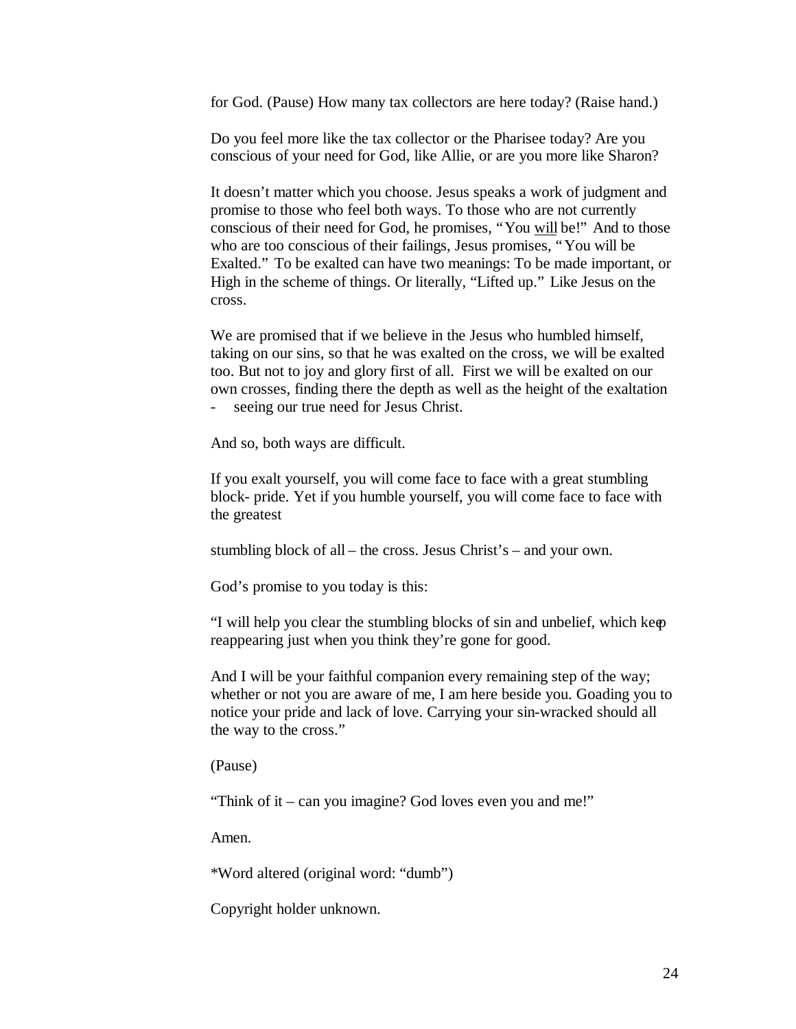for God. (Pause) How many tax collectors are here today? (Raise hand.)

Do you feel more like the tax collector or the Pharisee today? Are you conscious of your need for God, like Allie, or are you more like Sharon?

It doesn't matter which you choose. Jesus speaks a work of judgment and promise to those who feel both ways. To those who are not currently conscious of their need for God, he promises, "You <u>will</u> be!" And to those who are too conscious of their failings, Jesus promises, "You will be Exalted." To be exalted can have two meanings: To be made important, or High in the scheme of things. Or literally, "Lifted up." Like Jesus on the cross.

We are promised that if we believe in the Jesus who humbled himself, taking on our sins, so that he was exalted on the cross, we will be exalted too. But not to joy and glory first of all. First we will be exalted on our own crosses, finding there the depth as well as the height of the exaltation

- seeing our true need for Jesus Christ.

And so, both ways are difficult.

If you exalt yourself, you will come face to face with a great stumbling block- pride. Yet if you humble yourself, you will come face to face with the greatest

stumbling block of all – the cross. Jesus Christ's – and your own.

God's promise to you today is this:

"I will help you clear the stumbling blocks of sin and unbelief, which keep reappearing just when you think they're gone for good.

And I will be your faithful companion every remaining step of the way; whether or not you are aware of me, I am here beside you. Goading you to notice your pride and lack of love. Carrying your sin-wracked should all the way to the cross."

(Pause)

"Think of it – can you imagine? God loves even you and me!"

Amen.

*Word altered (original word: "dumb")

Copyright holder unknown.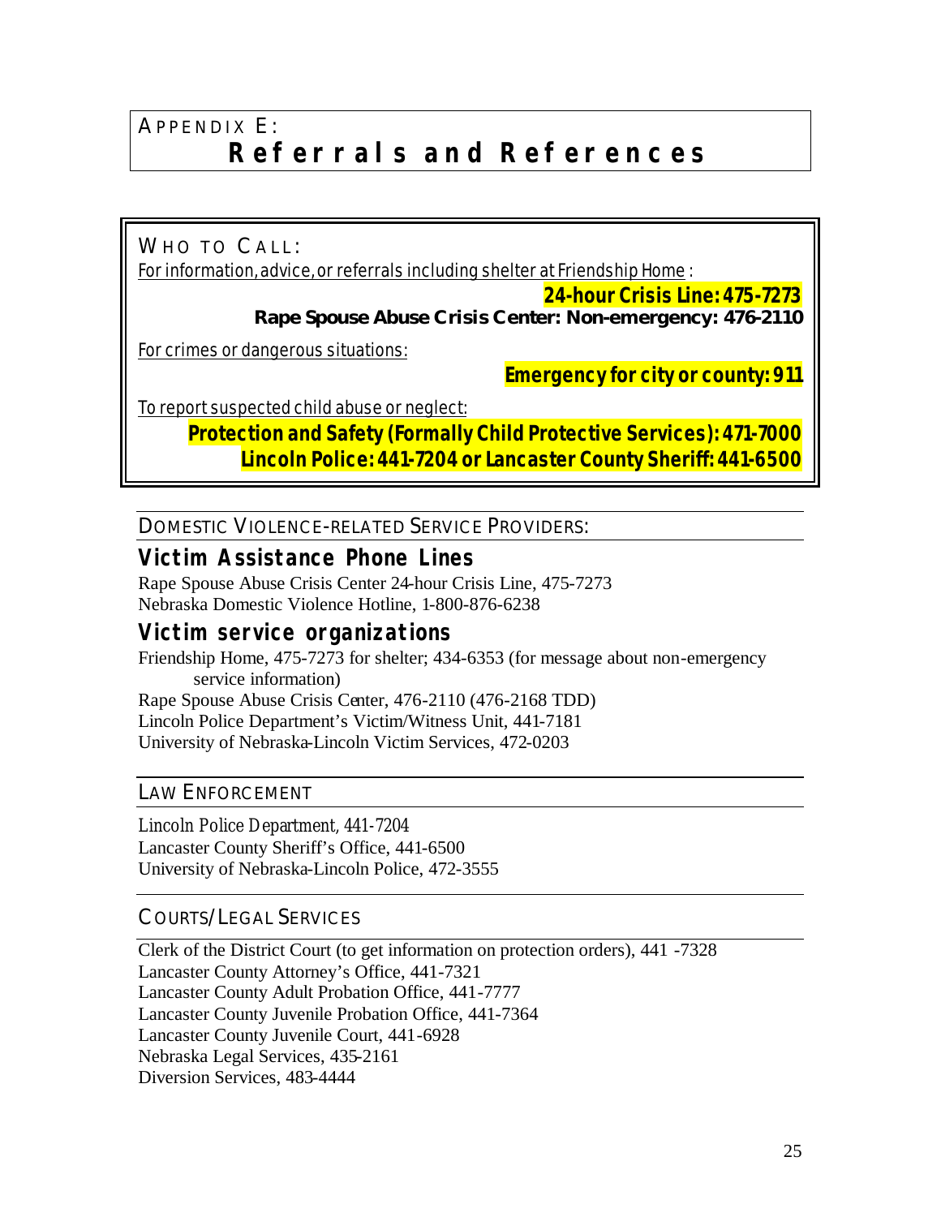# APPENDIX E: Referrals and References

WHO TO CALL:

For information, advice, or referrals including shelter at Friendship Home:

**24-hour Crisis Line: 475-7273**

**Rape Spouse Abuse Crisis Center: Non-emergency: 476-2110**

For crimes or dangerous situations:

**Emergency for city or county: 911**

To report suspected child abuse or neglect:

**Protection and Safety (Formally Child Protective Services): 471-7000**

**Lincoln Police: 441-7204 or Lancaster County Sheriff: 441-6500**

## DOMESTIC VIOLENCE-RELATED SERVICE PROVIDERS:

### Victim Assistance Phone Lines

Rape Spouse Abuse Crisis Center 24-hour Crisis Line, 475-7273
Nebraska Domestic Violence Hotline, 1-800-876-6238

### Victim service organizations

Friendship Home, 475-7273 for shelter; 434-6353 (for message about non-emergency service information)
Rape Spouse Abuse Crisis Center, 476-2110 (476-2168 TDD)
Lincoln Police Department's Victim/Witness Unit, 441-7181
University of Nebraska-Lincoln Victim Services, 472-0203

## LAW ENFORCEMENT

Lincoln Police Department, 441-7204
Lancaster County Sheriff's Office, 441-6500
University of Nebraska-Lincoln Police, 472-3555

## COURTS/LEGAL SERVICES

Clerk of the District Court (to get information on protection orders), 441 -7328
Lancaster County Attorney's Office, 441-7321
Lancaster County Adult Probation Office, 441-7777
Lancaster County Juvenile Probation Office, 441-7364
Lancaster County Juvenile Court, 441-6928
Nebraska Legal Services, 435-2161
Diversion Services, 483-4444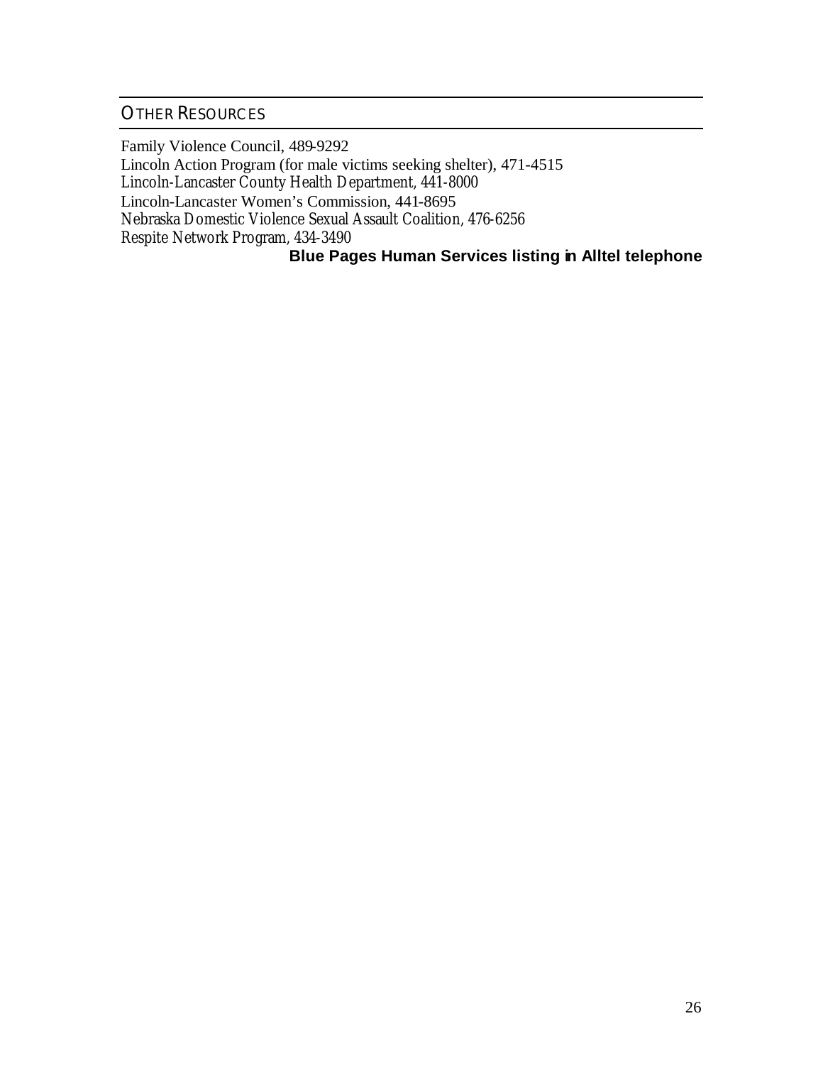## OTHER RESOURCES

Family Violence Council, 489-9292
Lincoln Action Program (for male victims seeking shelter), 471-4515
Lincoln-Lancaster County Health Department, 441-8000
Lincoln-Lancaster Women's Commission, 441-8695
Nebraska Domestic Violence Sexual Assault Coalition, 476-6256
Respite Network Program, 434-3490

**Blue Pages Human Services listing in Alltel telephone**